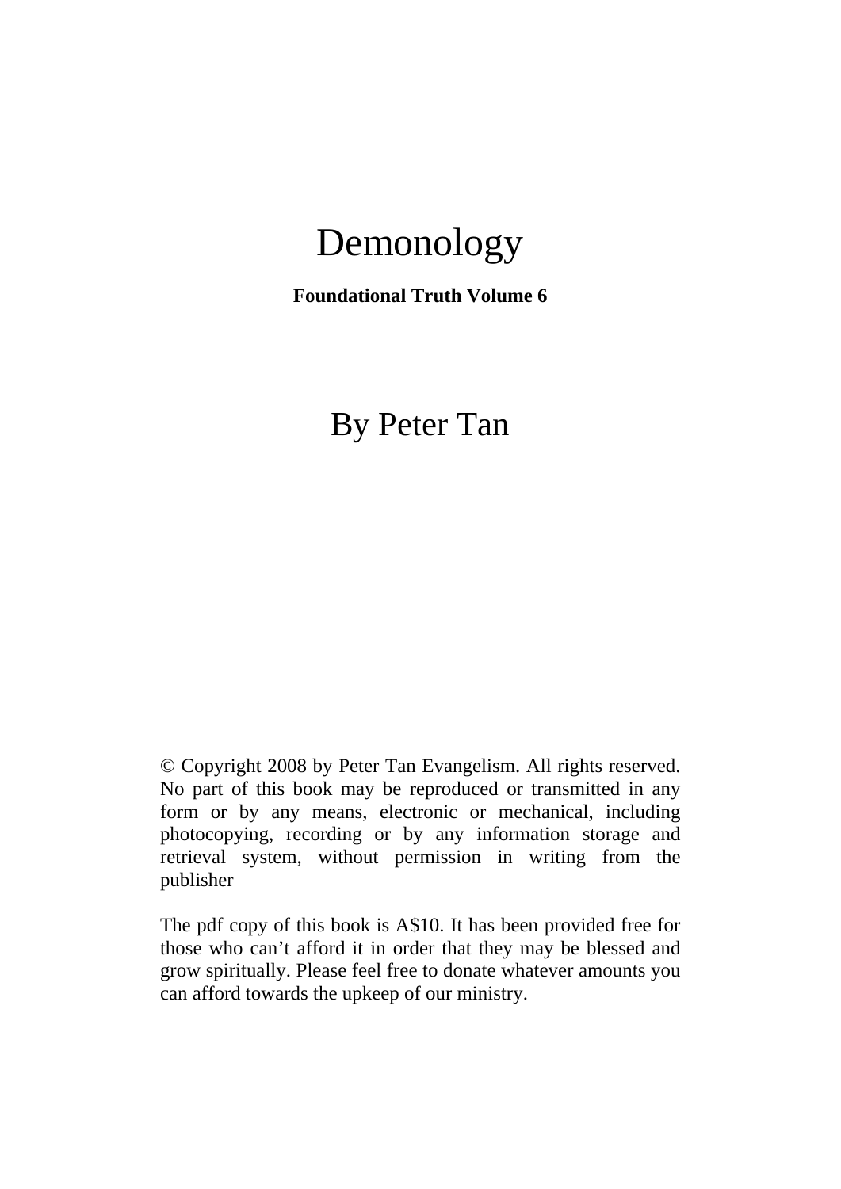# Demonology

**Foundational Truth Volume 6**

## By Peter Tan

© Copyright 2008 by Peter Tan Evangelism. All rights reserved. No part of this book may be reproduced or transmitted in any form or by any means, electronic or mechanical, including photocopying, recording or by any information storage and retrieval system, without permission in writing from the publisher

The pdf copy of this book is A$10. It has been provided free for those who can't afford it in order that they may be blessed and grow spiritually. Please feel free to donate whatever amounts you can afford towards the upkeep of our ministry.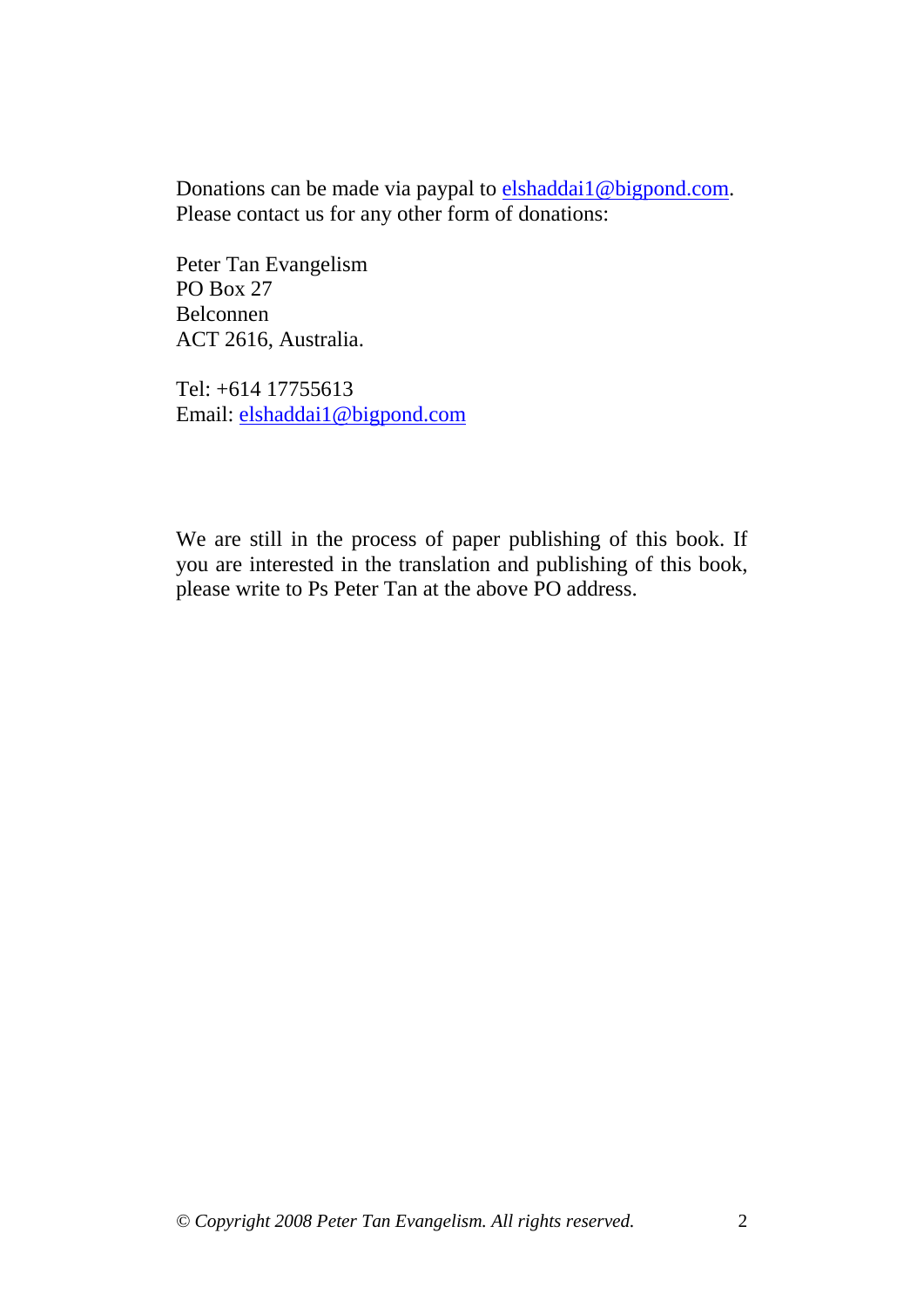Donations can be made via paypal to elshaddai1@bigpond.com.
Please contact us for any other form of donations:

Peter Tan Evangelism
PO Box 27
Belconnen
ACT 2616, Australia.

Tel: +614 17755613
Email: elshaddai1@bigpond.com

We are still in the process of paper publishing of this book. If you are interested in the translation and publishing of this book, please write to Ps Peter Tan at the above PO address.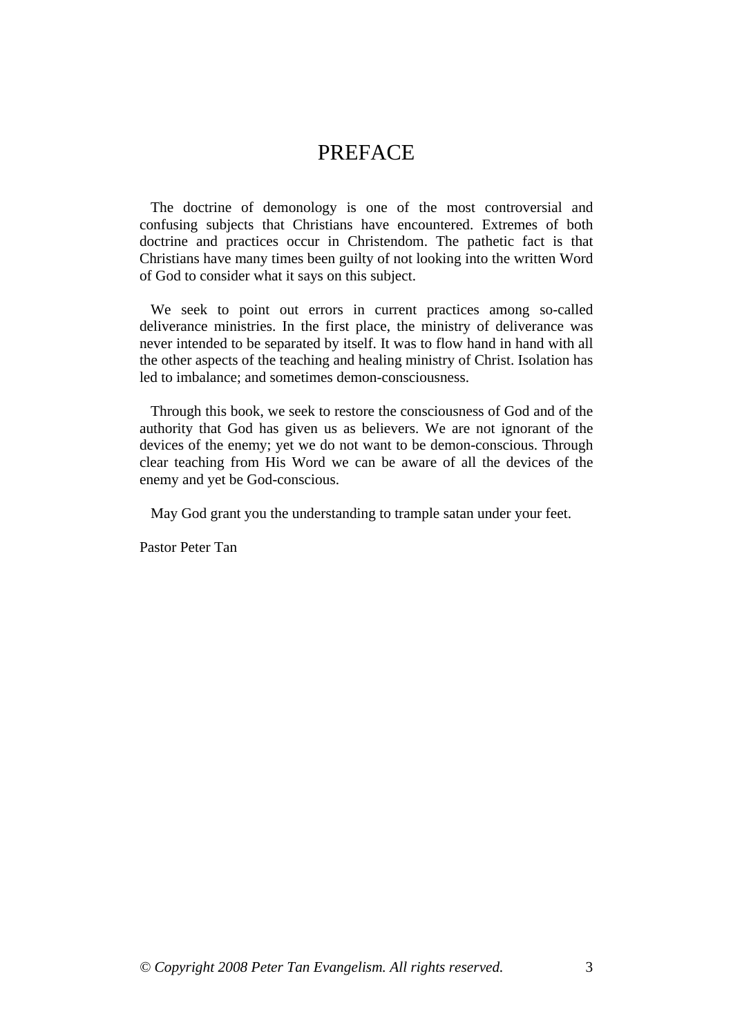# PREFACE

The doctrine of demonology is one of the most controversial and confusing subjects that Christians have encountered. Extremes of both doctrine and practices occur in Christendom. The pathetic fact is that Christians have many times been guilty of not looking into the written Word of God to consider what it says on this subject.

We seek to point out errors in current practices among so-called deliverance ministries. In the first place, the ministry of deliverance was never intended to be separated by itself. It was to flow hand in hand with all the other aspects of the teaching and healing ministry of Christ. Isolation has led to imbalance; and sometimes demon-consciousness.

Through this book, we seek to restore the consciousness of God and of the authority that God has given us as believers. We are not ignorant of the devices of the enemy; yet we do not want to be demon-conscious. Through clear teaching from His Word we can be aware of all the devices of the enemy and yet be God-conscious.

May God grant you the understanding to trample satan under your feet.

Pastor Peter Tan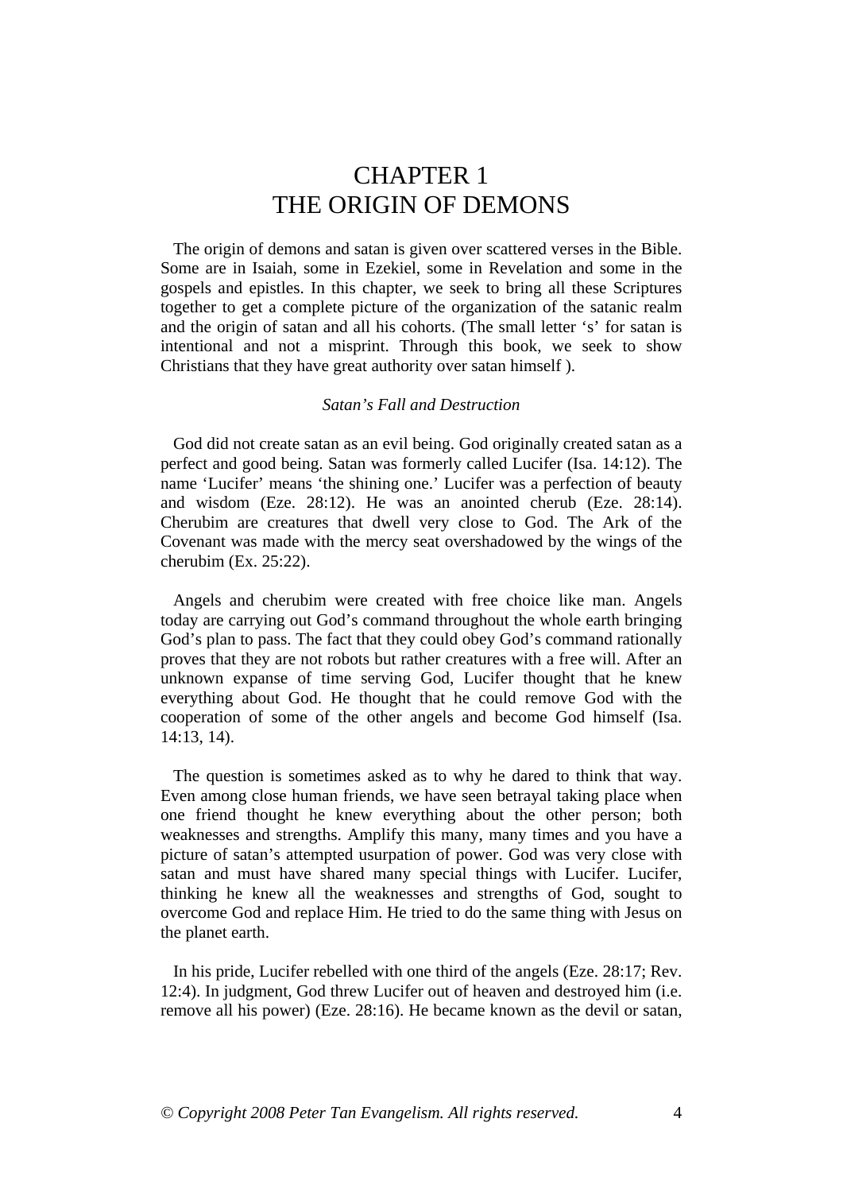# CHAPTER 1
# THE ORIGIN OF DEMONS

The origin of demons and satan is given over scattered verses in the Bible. Some are in Isaiah, some in Ezekiel, some in Revelation and some in the gospels and epistles. In this chapter, we seek to bring all these Scriptures together to get a complete picture of the organization of the satanic realm and the origin of satan and all his cohorts. (The small letter 's' for satan is intentional and not a misprint. Through this book, we seek to show Christians that they have great authority over satan himself ).

*Satan's Fall and Destruction*

God did not create satan as an evil being. God originally created satan as a perfect and good being. Satan was formerly called Lucifer (Isa. 14:12). The name 'Lucifer' means 'the shining one.' Lucifer was a perfection of beauty and wisdom (Eze. 28:12). He was an anointed cherub (Eze. 28:14). Cherubim are creatures that dwell very close to God. The Ark of the Covenant was made with the mercy seat overshadowed by the wings of the cherubim (Ex. 25:22).

Angels and cherubim were created with free choice like man. Angels today are carrying out God's command throughout the whole earth bringing God's plan to pass. The fact that they could obey God's command rationally proves that they are not robots but rather creatures with a free will. After an unknown expanse of time serving God, Lucifer thought that he knew everything about God. He thought that he could remove God with the cooperation of some of the other angels and become God himself (Isa. 14:13, 14).

The question is sometimes asked as to why he dared to think that way. Even among close human friends, we have seen betrayal taking place when one friend thought he knew everything about the other person; both weaknesses and strengths. Amplify this many, many times and you have a picture of satan's attempted usurpation of power. God was very close with satan and must have shared many special things with Lucifer. Lucifer, thinking he knew all the weaknesses and strengths of God, sought to overcome God and replace Him. He tried to do the same thing with Jesus on the planet earth.

In his pride, Lucifer rebelled with one third of the angels (Eze. 28:17; Rev. 12:4). In judgment, God threw Lucifer out of heaven and destroyed him (i.e. remove all his power) (Eze. 28:16). He became known as the devil or satan,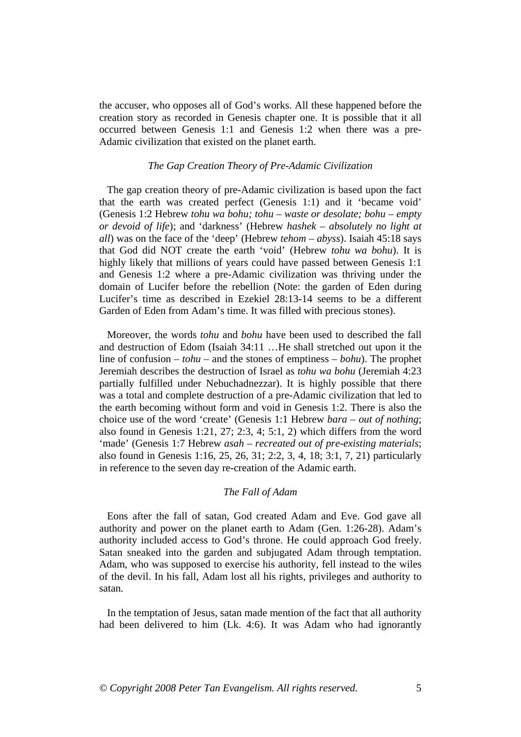the accuser, who opposes all of God's works. All these happened before the creation story as recorded in Genesis chapter one. It is possible that it all occurred between Genesis 1:1 and Genesis 1:2 when there was a pre-Adamic civilization that existed on the planet earth.

### *The Gap Creation Theory of Pre-Adamic Civilization*

The gap creation theory of pre-Adamic civilization is based upon the fact that the earth was created perfect (Genesis 1:1) and it 'became void' (Genesis 1:2 Hebrew *tohu wa bohu; tohu – waste or desolate; bohu – empty or devoid of life*); and 'darkness' (Hebrew *hashek – absolutely no light at all*) was on the face of the 'deep' (Hebrew *tehom – abyss*). Isaiah 45:18 says that God did NOT create the earth 'void' (Hebrew *tohu wa bohu*). It is highly likely that millions of years could have passed between Genesis 1:1 and Genesis 1:2 where a pre-Adamic civilization was thriving under the domain of Lucifer before the rebellion (Note: the garden of Eden during Lucifer's time as described in Ezekiel 28:13-14 seems to be a different Garden of Eden from Adam's time. It was filled with precious stones).

Moreover, the words *tohu* and *bohu* have been used to described the fall and destruction of Edom (Isaiah 34:11 …He shall stretched out upon it the line of confusion – *tohu* – and the stones of emptiness – *bohu*). The prophet Jeremiah describes the destruction of Israel as *tohu wa bohu* (Jeremiah 4:23 partially fulfilled under Nebuchadnezzar). It is highly possible that there was a total and complete destruction of a pre-Adamic civilization that led to the earth becoming without form and void in Genesis 1:2. There is also the choice use of the word 'create' (Genesis 1:1 Hebrew *bara – out of nothing*; also found in Genesis 1:21, 27; 2:3, 4; 5:1, 2) which differs from the word 'made' (Genesis 1:7 Hebrew *asah – recreated out of pre-existing materials*; also found in Genesis 1:16, 25, 26, 31; 2:2, 3, 4, 18; 3:1, 7, 21) particularly in reference to the seven day re-creation of the Adamic earth.

### *The Fall of Adam*

Eons after the fall of satan, God created Adam and Eve. God gave all authority and power on the planet earth to Adam (Gen. 1:26-28). Adam's authority included access to God's throne. He could approach God freely. Satan sneaked into the garden and subjugated Adam through temptation. Adam, who was supposed to exercise his authority, fell instead to the wiles of the devil. In his fall, Adam lost all his rights, privileges and authority to satan.

In the temptation of Jesus, satan made mention of the fact that all authority had been delivered to him (Lk. 4:6). It was Adam who had ignorantly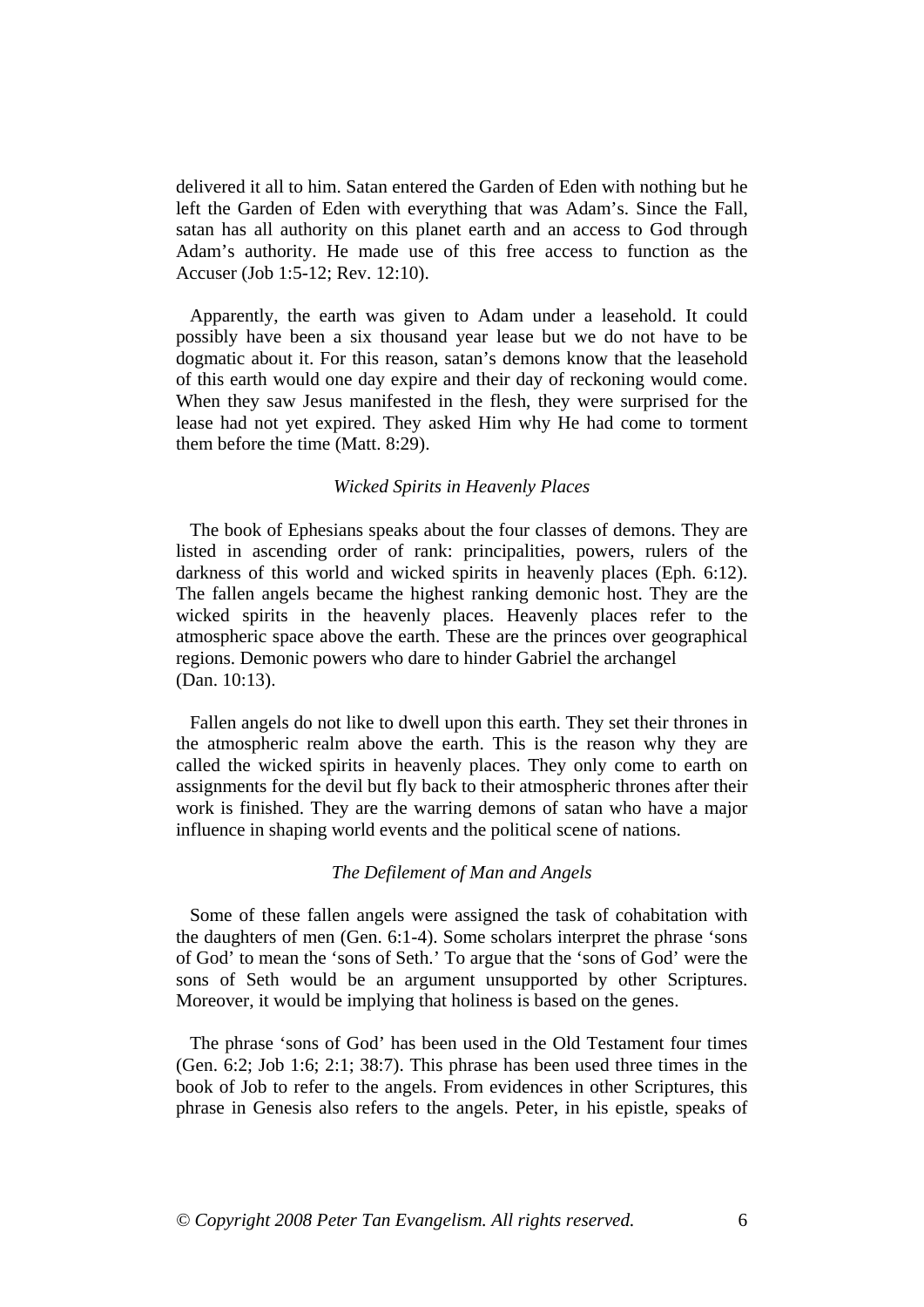delivered it all to him. Satan entered the Garden of Eden with nothing but he left the Garden of Eden with everything that was Adam's. Since the Fall, satan has all authority on this planet earth and an access to God through Adam's authority. He made use of this free access to function as the Accuser (Job 1:5-12; Rev. 12:10).

Apparently, the earth was given to Adam under a leasehold. It could possibly have been a six thousand year lease but we do not have to be dogmatic about it. For this reason, satan's demons know that the leasehold of this earth would one day expire and their day of reckoning would come. When they saw Jesus manifested in the flesh, they were surprised for the lease had not yet expired. They asked Him why He had come to torment them before the time (Matt. 8:29).

### *Wicked Spirits in Heavenly Places*

The book of Ephesians speaks about the four classes of demons. They are listed in ascending order of rank: principalities, powers, rulers of the darkness of this world and wicked spirits in heavenly places (Eph. 6:12). The fallen angels became the highest ranking demonic host. They are the wicked spirits in the heavenly places. Heavenly places refer to the atmospheric space above the earth. These are the princes over geographical regions. Demonic powers who dare to hinder Gabriel the archangel (Dan. 10:13).

Fallen angels do not like to dwell upon this earth. They set their thrones in the atmospheric realm above the earth. This is the reason why they are called the wicked spirits in heavenly places. They only come to earth on assignments for the devil but fly back to their atmospheric thrones after their work is finished. They are the warring demons of satan who have a major influence in shaping world events and the political scene of nations.

### *The Defilement of Man and Angels*

Some of these fallen angels were assigned the task of cohabitation with the daughters of men (Gen. 6:1-4). Some scholars interpret the phrase 'sons of God' to mean the 'sons of Seth.' To argue that the 'sons of God' were the sons of Seth would be an argument unsupported by other Scriptures. Moreover, it would be implying that holiness is based on the genes.

The phrase 'sons of God' has been used in the Old Testament four times (Gen. 6:2; Job 1:6; 2:1; 38:7). This phrase has been used three times in the book of Job to refer to the angels. From evidences in other Scriptures, this phrase in Genesis also refers to the angels. Peter, in his epistle, speaks of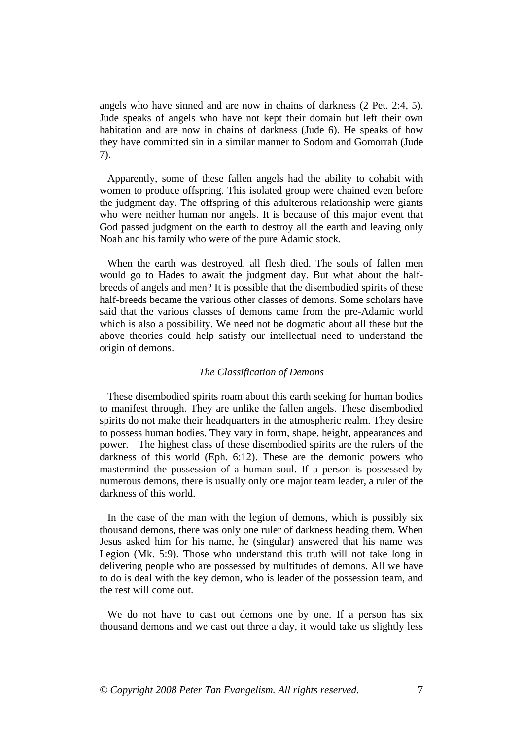angels who have sinned and are now in chains of darkness (2 Pet. 2:4, 5). Jude speaks of angels who have not kept their domain but left their own habitation and are now in chains of darkness (Jude 6). He speaks of how they have committed sin in a similar manner to Sodom and Gomorrah (Jude 7).

Apparently, some of these fallen angels had the ability to cohabit with women to produce offspring. This isolated group were chained even before the judgment day. The offspring of this adulterous relationship were giants who were neither human nor angels. It is because of this major event that God passed judgment on the earth to destroy all the earth and leaving only Noah and his family who were of the pure Adamic stock.

When the earth was destroyed, all flesh died. The souls of fallen men would go to Hades to await the judgment day. But what about the half-breeds of angels and men? It is possible that the disembodied spirits of these half-breeds became the various other classes of demons. Some scholars have said that the various classes of demons came from the pre-Adamic world which is also a possibility. We need not be dogmatic about all these but the above theories could help satisfy our intellectual need to understand the origin of demons.

*The Classification of Demons*

These disembodied spirits roam about this earth seeking for human bodies to manifest through. They are unlike the fallen angels. These disembodied spirits do not make their headquarters in the atmospheric realm. They desire to possess human bodies. They vary in form, shape, height, appearances and power. The highest class of these disembodied spirits are the rulers of the darkness of this world (Eph. 6:12). These are the demonic powers who mastermind the possession of a human soul. If a person is possessed by numerous demons, there is usually only one major team leader, a ruler of the darkness of this world.

In the case of the man with the legion of demons, which is possibly six thousand demons, there was only one ruler of darkness heading them. When Jesus asked him for his name, he (singular) answered that his name was Legion (Mk. 5:9). Those who understand this truth will not take long in delivering people who are possessed by multitudes of demons. All we have to do is deal with the key demon, who is leader of the possession team, and the rest will come out.

We do not have to cast out demons one by one. If a person has six thousand demons and we cast out three a day, it would take us slightly less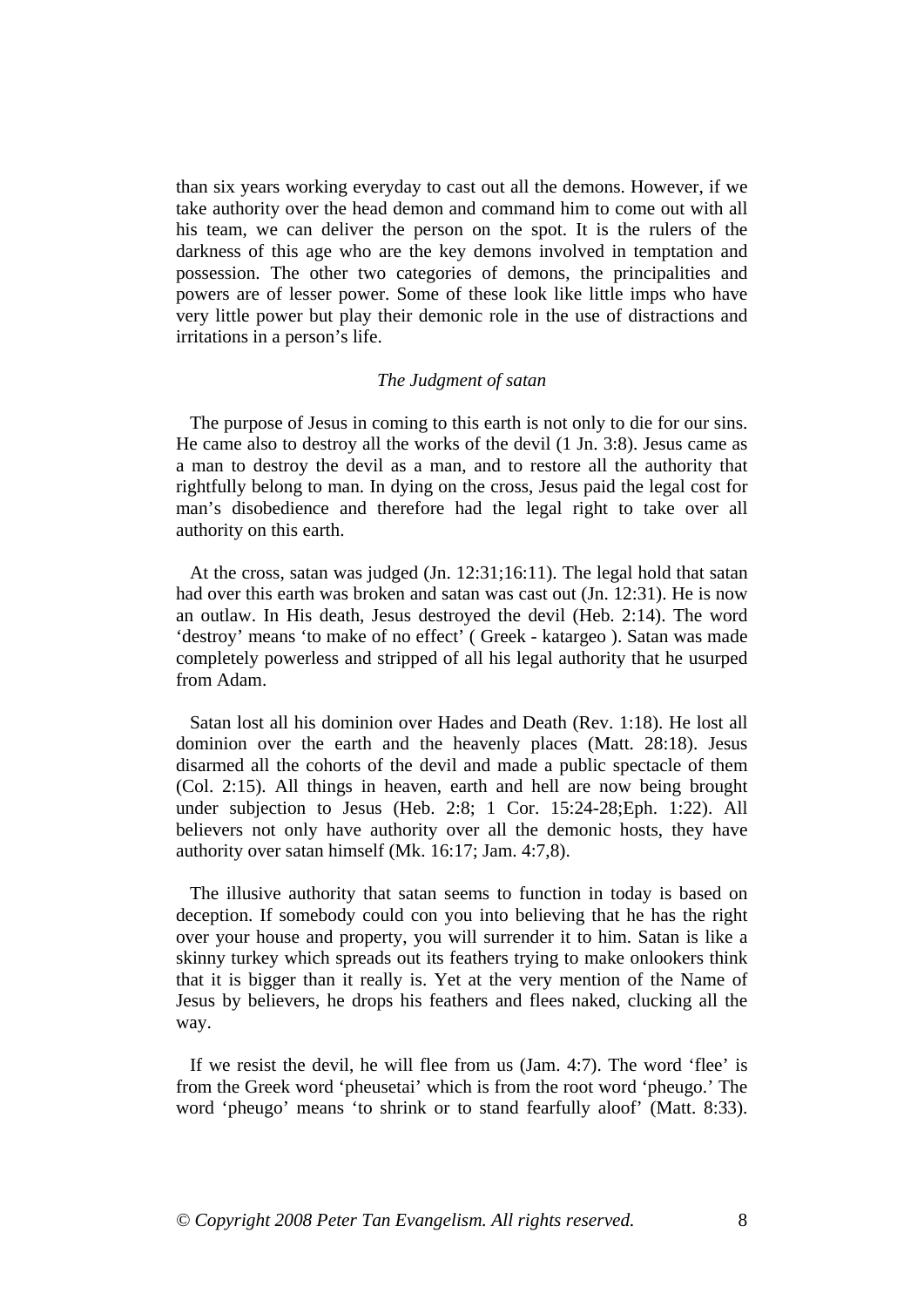than six years working everyday to cast out all the demons. However, if we take authority over the head demon and command him to come out with all his team, we can deliver the person on the spot. It is the rulers of the darkness of this age who are the key demons involved in temptation and possession. The other two categories of demons, the principalities and powers are of lesser power. Some of these look like little imps who have very little power but play their demonic role in the use of distractions and irritations in a person's life.

### *The Judgment of satan*

The purpose of Jesus in coming to this earth is not only to die for our sins. He came also to destroy all the works of the devil (1 Jn. 3:8). Jesus came as a man to destroy the devil as a man, and to restore all the authority that rightfully belong to man. In dying on the cross, Jesus paid the legal cost for man's disobedience and therefore had the legal right to take over all authority on this earth.

At the cross, satan was judged (Jn. 12:31;16:11). The legal hold that satan had over this earth was broken and satan was cast out (Jn. 12:31). He is now an outlaw. In His death, Jesus destroyed the devil (Heb. 2:14). The word 'destroy' means 'to make of no effect' ( Greek - katargeo ). Satan was made completely powerless and stripped of all his legal authority that he usurped from Adam.

Satan lost all his dominion over Hades and Death (Rev. 1:18). He lost all dominion over the earth and the heavenly places (Matt. 28:18). Jesus disarmed all the cohorts of the devil and made a public spectacle of them (Col. 2:15). All things in heaven, earth and hell are now being brought under subjection to Jesus (Heb. 2:8; 1 Cor. 15:24-28;Eph. 1:22). All believers not only have authority over all the demonic hosts, they have authority over satan himself (Mk. 16:17; Jam. 4:7,8).

The illusive authority that satan seems to function in today is based on deception. If somebody could con you into believing that he has the right over your house and property, you will surrender it to him. Satan is like a skinny turkey which spreads out its feathers trying to make onlookers think that it is bigger than it really is. Yet at the very mention of the Name of Jesus by believers, he drops his feathers and flees naked, clucking all the way.

If we resist the devil, he will flee from us (Jam. 4:7). The word 'flee' is from the Greek word 'pheusetai' which is from the root word 'pheugo.' The word 'pheugo' means 'to shrink or to stand fearfully aloof' (Matt. 8:33).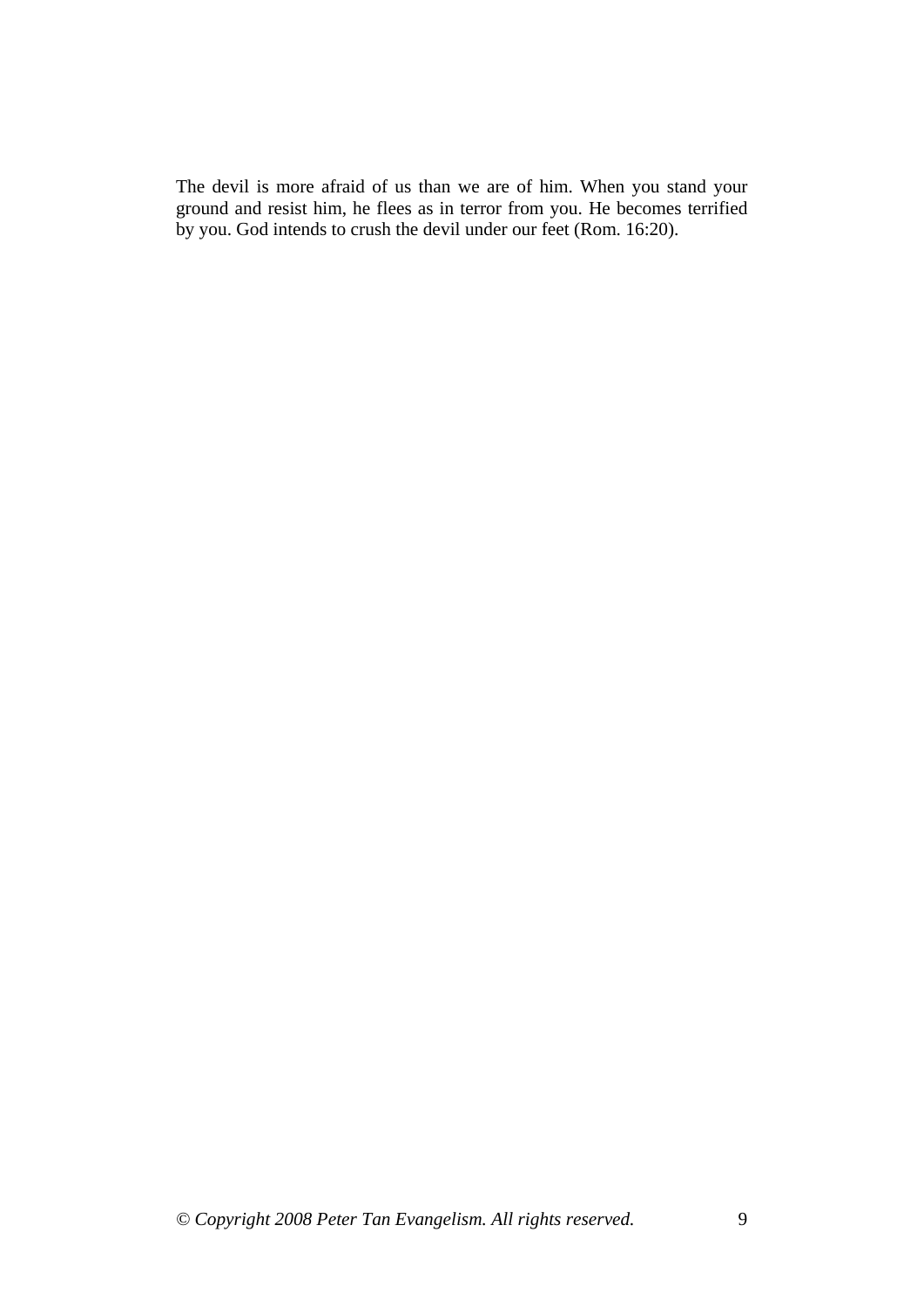The devil is more afraid of us than we are of him. When you stand your ground and resist him, he flees as in terror from you. He becomes terrified by you. God intends to crush the devil under our feet (Rom. 16:20).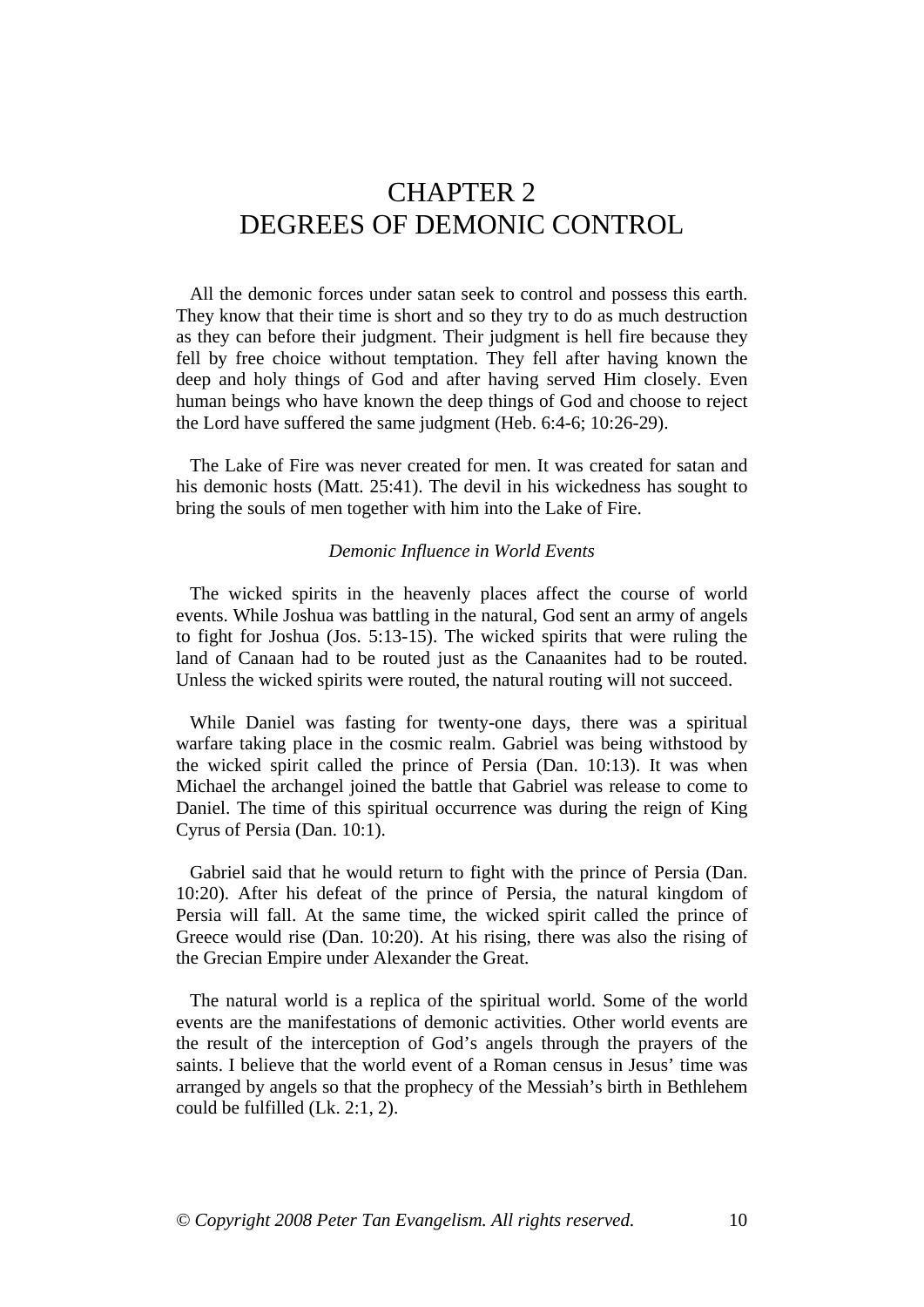# CHAPTER 2
# DEGREES OF DEMONIC CONTROL

All the demonic forces under satan seek to control and possess this earth. They know that their time is short and so they try to do as much destruction as they can before their judgment. Their judgment is hell fire because they fell by free choice without temptation. They fell after having known the deep and holy things of God and after having served Him closely. Even human beings who have known the deep things of God and choose to reject the Lord have suffered the same judgment (Heb. 6:4-6; 10:26-29).

The Lake of Fire was never created for men. It was created for satan and his demonic hosts (Matt. 25:41). The devil in his wickedness has sought to bring the souls of men together with him into the Lake of Fire.

*Demonic Influence in World Events*

The wicked spirits in the heavenly places affect the course of world events. While Joshua was battling in the natural, God sent an army of angels to fight for Joshua (Jos. 5:13-15). The wicked spirits that were ruling the land of Canaan had to be routed just as the Canaanites had to be routed. Unless the wicked spirits were routed, the natural routing will not succeed.

While Daniel was fasting for twenty-one days, there was a spiritual warfare taking place in the cosmic realm. Gabriel was being withstood by the wicked spirit called the prince of Persia (Dan. 10:13). It was when Michael the archangel joined the battle that Gabriel was release to come to Daniel. The time of this spiritual occurrence was during the reign of King Cyrus of Persia (Dan. 10:1).

Gabriel said that he would return to fight with the prince of Persia (Dan. 10:20). After his defeat of the prince of Persia, the natural kingdom of Persia will fall. At the same time, the wicked spirit called the prince of Greece would rise (Dan. 10:20). At his rising, there was also the rising of the Grecian Empire under Alexander the Great.

The natural world is a replica of the spiritual world. Some of the world events are the manifestations of demonic activities. Other world events are the result of the interception of God's angels through the prayers of the saints. I believe that the world event of a Roman census in Jesus' time was arranged by angels so that the prophecy of the Messiah's birth in Bethlehem could be fulfilled (Lk. 2:1, 2).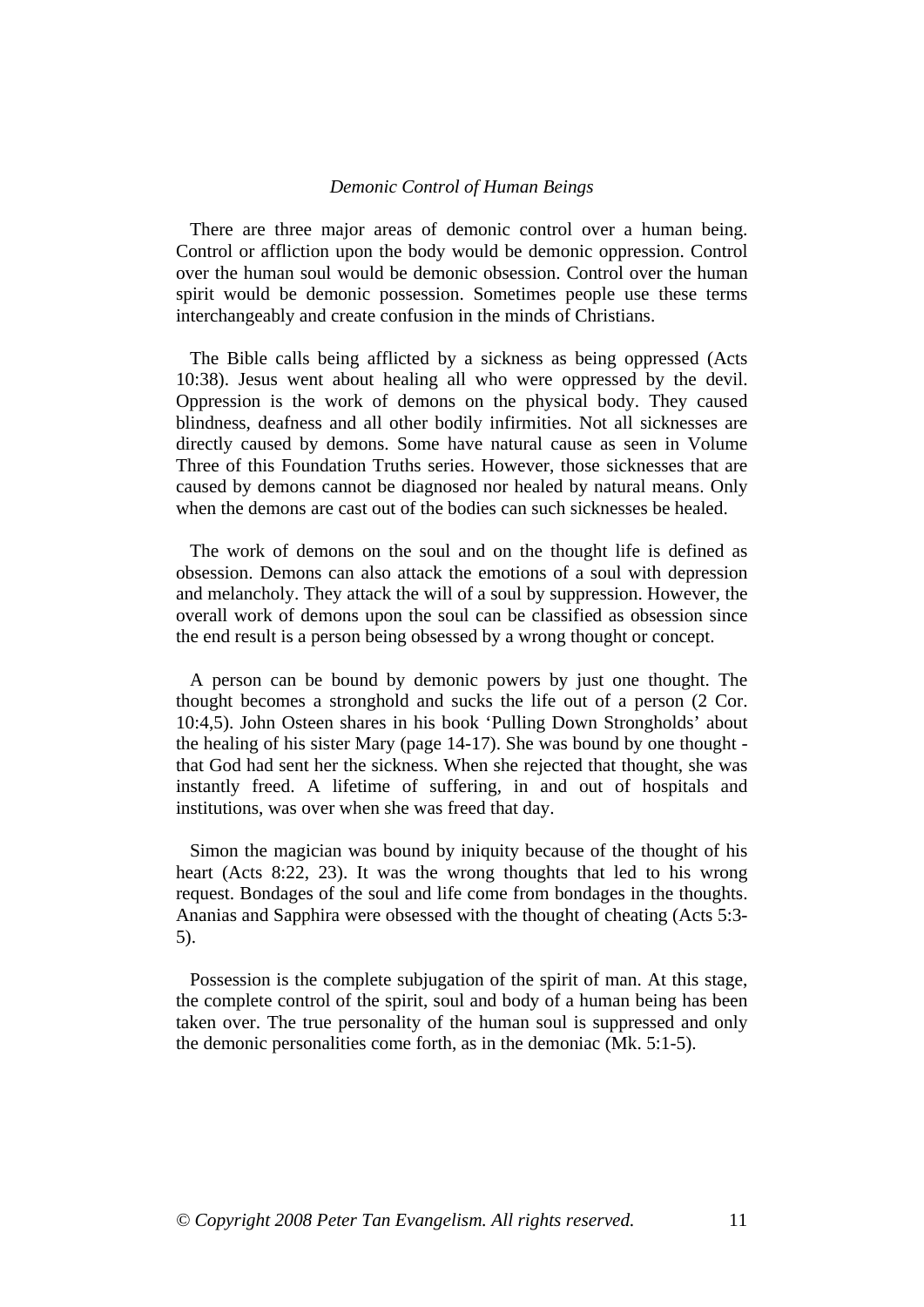*Demonic Control of Human Beings*

There are three major areas of demonic control over a human being. Control or affliction upon the body would be demonic oppression. Control over the human soul would be demonic obsession. Control over the human spirit would be demonic possession. Sometimes people use these terms interchangeably and create confusion in the minds of Christians.

The Bible calls being afflicted by a sickness as being oppressed (Acts 10:38). Jesus went about healing all who were oppressed by the devil. Oppression is the work of demons on the physical body. They caused blindness, deafness and all other bodily infirmities. Not all sicknesses are directly caused by demons. Some have natural cause as seen in Volume Three of this Foundation Truths series. However, those sicknesses that are caused by demons cannot be diagnosed nor healed by natural means. Only when the demons are cast out of the bodies can such sicknesses be healed.

The work of demons on the soul and on the thought life is defined as obsession. Demons can also attack the emotions of a soul with depression and melancholy. They attack the will of a soul by suppression. However, the overall work of demons upon the soul can be classified as obsession since the end result is a person being obsessed by a wrong thought or concept.

A person can be bound by demonic powers by just one thought. The thought becomes a stronghold and sucks the life out of a person (2 Cor. 10:4,5). John Osteen shares in his book 'Pulling Down Strongholds' about the healing of his sister Mary (page 14-17). She was bound by one thought - that God had sent her the sickness. When she rejected that thought, she was instantly freed. A lifetime of suffering, in and out of hospitals and institutions, was over when she was freed that day.

Simon the magician was bound by iniquity because of the thought of his heart (Acts 8:22, 23). It was the wrong thoughts that led to his wrong request. Bondages of the soul and life come from bondages in the thoughts. Ananias and Sapphira were obsessed with the thought of cheating (Acts 5:3-5).

Possession is the complete subjugation of the spirit of man. At this stage, the complete control of the spirit, soul and body of a human being has been taken over. The true personality of the human soul is suppressed and only the demonic personalities come forth, as in the demoniac (Mk. 5:1-5).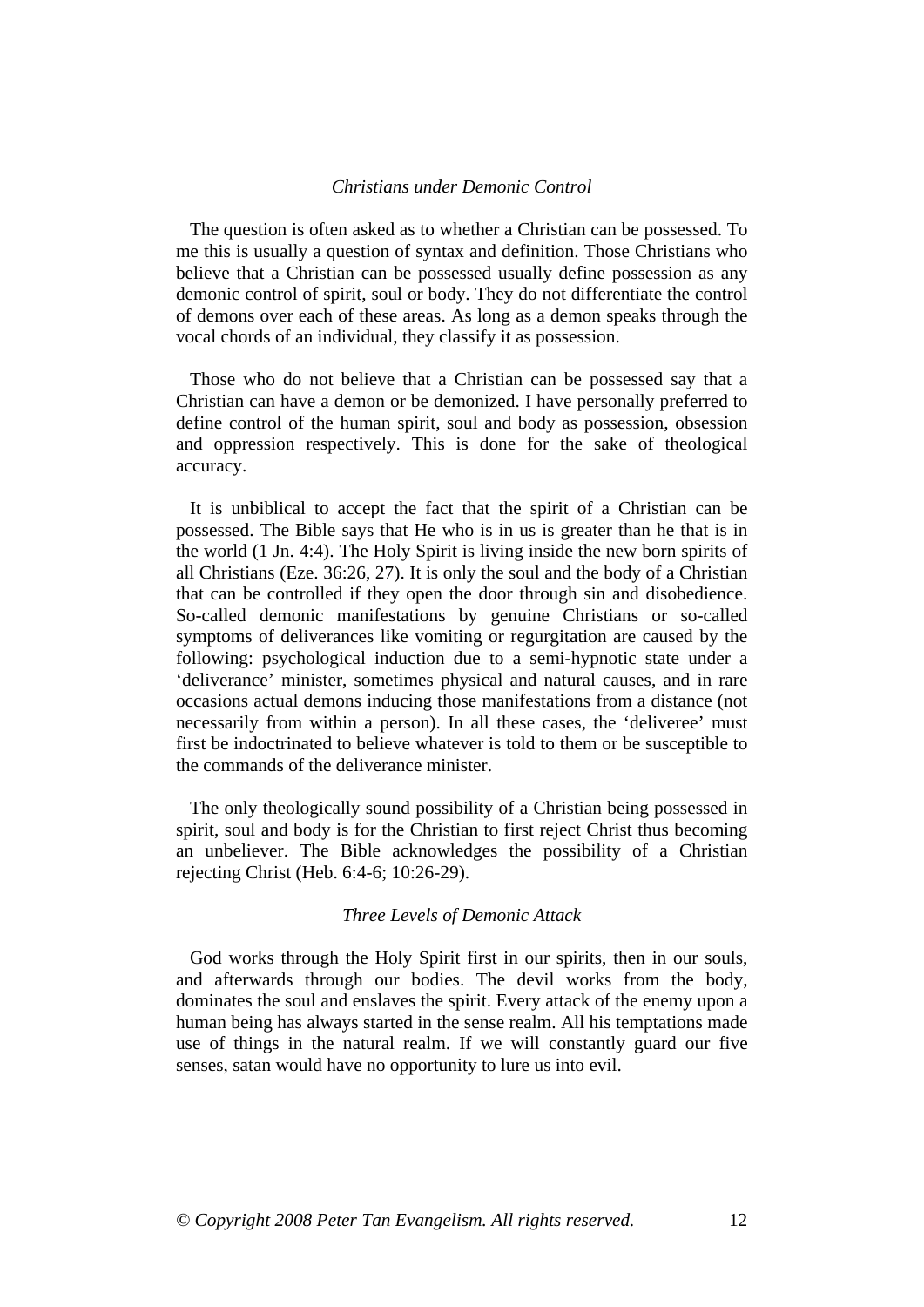### *Christians under Demonic Control*

The question is often asked as to whether a Christian can be possessed. To me this is usually a question of syntax and definition. Those Christians who believe that a Christian can be possessed usually define possession as any demonic control of spirit, soul or body. They do not differentiate the control of demons over each of these areas. As long as a demon speaks through the vocal chords of an individual, they classify it as possession.

Those who do not believe that a Christian can be possessed say that a Christian can have a demon or be demonized. I have personally preferred to define control of the human spirit, soul and body as possession, obsession and oppression respectively. This is done for the sake of theological accuracy.

It is unbiblical to accept the fact that the spirit of a Christian can be possessed. The Bible says that He who is in us is greater than he that is in the world (1 Jn. 4:4). The Holy Spirit is living inside the new born spirits of all Christians (Eze. 36:26, 27). It is only the soul and the body of a Christian that can be controlled if they open the door through sin and disobedience. So-called demonic manifestations by genuine Christians or so-called symptoms of deliverances like vomiting or regurgitation are caused by the following: psychological induction due to a semi-hypnotic state under a 'deliverance' minister, sometimes physical and natural causes, and in rare occasions actual demons inducing those manifestations from a distance (not necessarily from within a person). In all these cases, the 'deliveree' must first be indoctrinated to believe whatever is told to them or be susceptible to the commands of the deliverance minister.

The only theologically sound possibility of a Christian being possessed in spirit, soul and body is for the Christian to first reject Christ thus becoming an unbeliever. The Bible acknowledges the possibility of a Christian rejecting Christ (Heb. 6:4-6; 10:26-29).

### *Three Levels of Demonic Attack*

God works through the Holy Spirit first in our spirits, then in our souls, and afterwards through our bodies. The devil works from the body, dominates the soul and enslaves the spirit. Every attack of the enemy upon a human being has always started in the sense realm. All his temptations made use of things in the natural realm. If we will constantly guard our five senses, satan would have no opportunity to lure us into evil.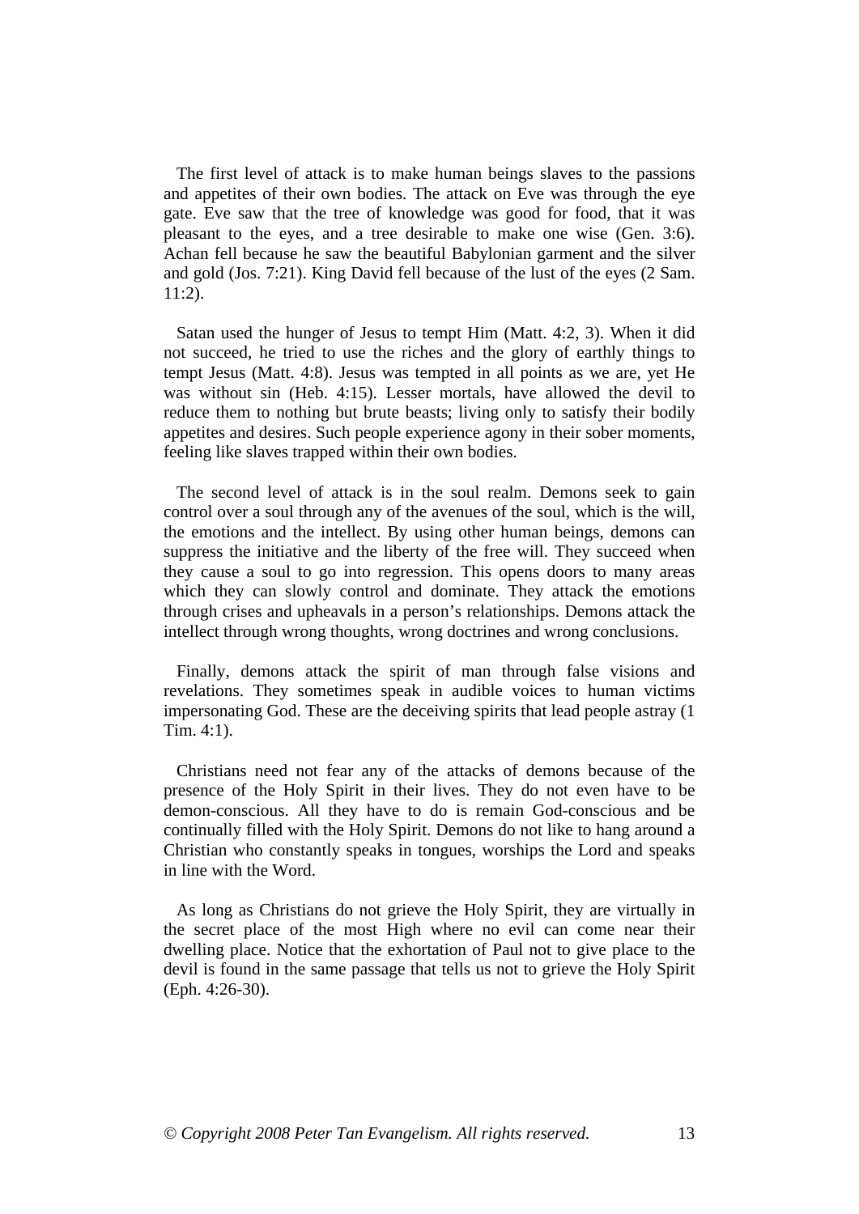The first level of attack is to make human beings slaves to the passions and appetites of their own bodies. The attack on Eve was through the eye gate. Eve saw that the tree of knowledge was good for food, that it was pleasant to the eyes, and a tree desirable to make one wise (Gen. 3:6). Achan fell because he saw the beautiful Babylonian garment and the silver and gold (Jos. 7:21). King David fell because of the lust of the eyes (2 Sam. 11:2).

Satan used the hunger of Jesus to tempt Him (Matt. 4:2, 3). When it did not succeed, he tried to use the riches and the glory of earthly things to tempt Jesus (Matt. 4:8). Jesus was tempted in all points as we are, yet He was without sin (Heb. 4:15). Lesser mortals, have allowed the devil to reduce them to nothing but brute beasts; living only to satisfy their bodily appetites and desires. Such people experience agony in their sober moments, feeling like slaves trapped within their own bodies.

The second level of attack is in the soul realm. Demons seek to gain control over a soul through any of the avenues of the soul, which is the will, the emotions and the intellect. By using other human beings, demons can suppress the initiative and the liberty of the free will. They succeed when they cause a soul to go into regression. This opens doors to many areas which they can slowly control and dominate. They attack the emotions through crises and upheavals in a person's relationships. Demons attack the intellect through wrong thoughts, wrong doctrines and wrong conclusions.

Finally, demons attack the spirit of man through false visions and revelations. They sometimes speak in audible voices to human victims impersonating God. These are the deceiving spirits that lead people astray (1 Tim. 4:1).

Christians need not fear any of the attacks of demons because of the presence of the Holy Spirit in their lives. They do not even have to be demon-conscious. All they have to do is remain God-conscious and be continually filled with the Holy Spirit. Demons do not like to hang around a Christian who constantly speaks in tongues, worships the Lord and speaks in line with the Word.

As long as Christians do not grieve the Holy Spirit, they are virtually in the secret place of the most High where no evil can come near their dwelling place. Notice that the exhortation of Paul not to give place to the devil is found in the same passage that tells us not to grieve the Holy Spirit (Eph. 4:26-30).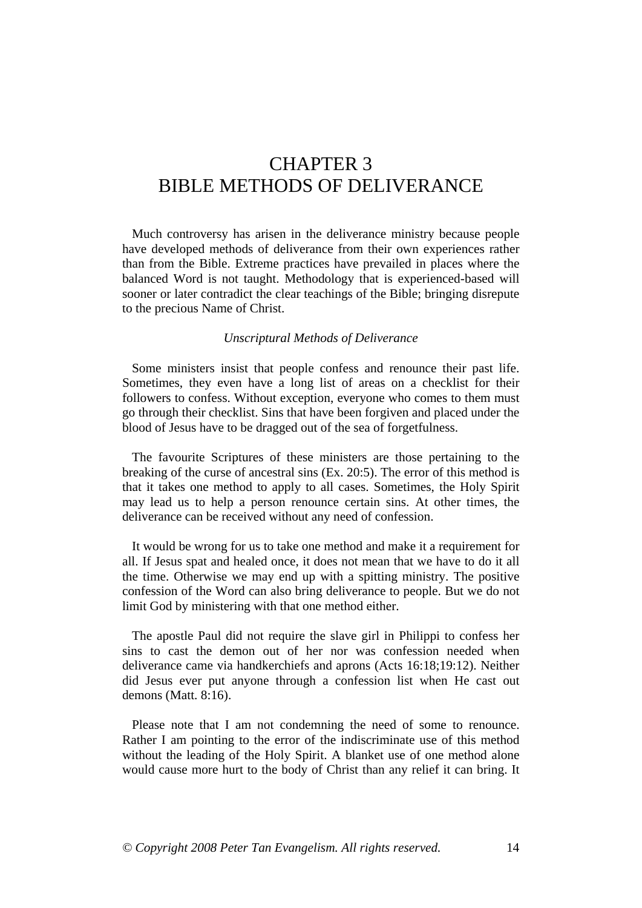# CHAPTER 3
# BIBLE METHODS OF DELIVERANCE

Much controversy has arisen in the deliverance ministry because people have developed methods of deliverance from their own experiences rather than from the Bible. Extreme practices have prevailed in places where the balanced Word is not taught. Methodology that is experienced-based will sooner or later contradict the clear teachings of the Bible; bringing disrepute to the precious Name of Christ.

*Unscriptural Methods of Deliverance*

Some ministers insist that people confess and renounce their past life. Sometimes, they even have a long list of areas on a checklist for their followers to confess. Without exception, everyone who comes to them must go through their checklist. Sins that have been forgiven and placed under the blood of Jesus have to be dragged out of the sea of forgetfulness.

The favourite Scriptures of these ministers are those pertaining to the breaking of the curse of ancestral sins (Ex. 20:5). The error of this method is that it takes one method to apply to all cases. Sometimes, the Holy Spirit may lead us to help a person renounce certain sins. At other times, the deliverance can be received without any need of confession.

It would be wrong for us to take one method and make it a requirement for all. If Jesus spat and healed once, it does not mean that we have to do it all the time. Otherwise we may end up with a spitting ministry. The positive confession of the Word can also bring deliverance to people. But we do not limit God by ministering with that one method either.

The apostle Paul did not require the slave girl in Philippi to confess her sins to cast the demon out of her nor was confession needed when deliverance came via handkerchiefs and aprons (Acts 16:18;19:12). Neither did Jesus ever put anyone through a confession list when He cast out demons (Matt. 8:16).

Please note that I am not condemning the need of some to renounce. Rather I am pointing to the error of the indiscriminate use of this method without the leading of the Holy Spirit. A blanket use of one method alone would cause more hurt to the body of Christ than any relief it can bring. It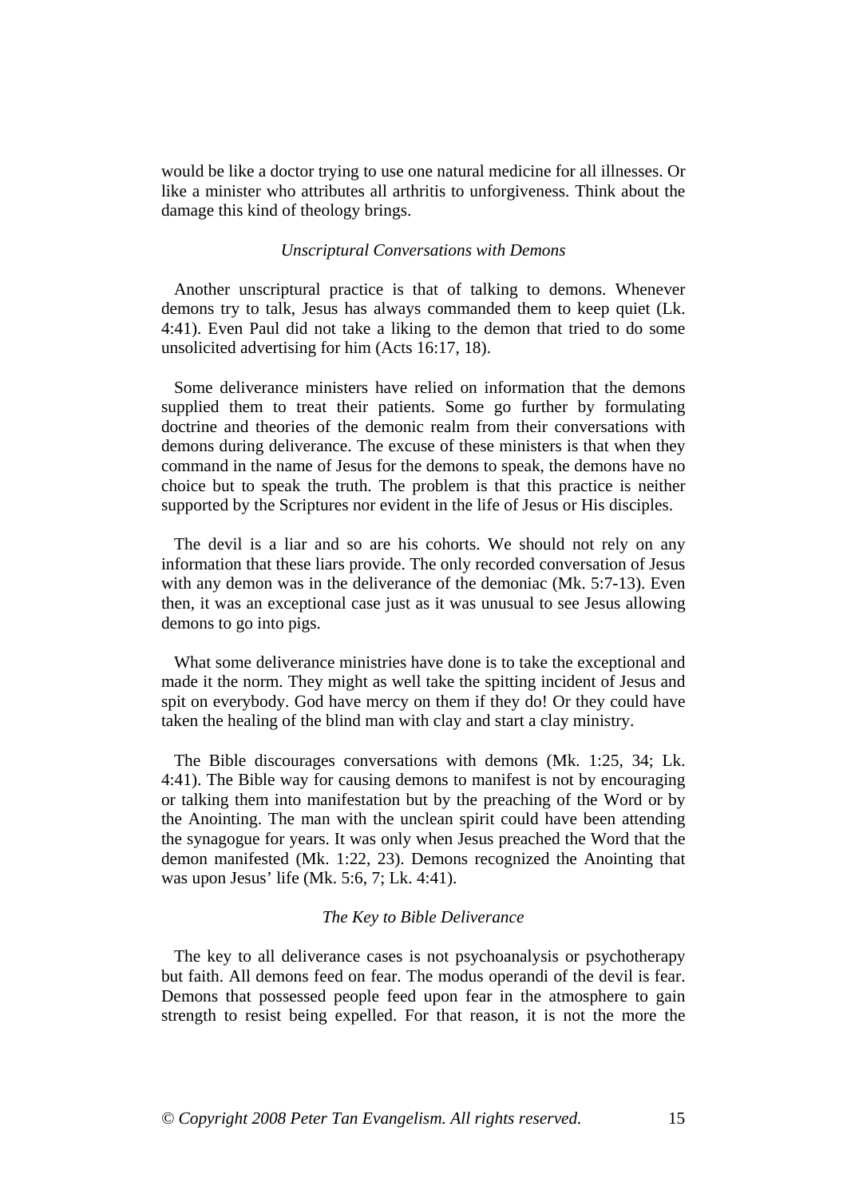would be like a doctor trying to use one natural medicine for all illnesses. Or like a minister who attributes all arthritis to unforgiveness. Think about the damage this kind of theology brings.

### *Unscriptural Conversations with Demons*

Another unscriptural practice is that of talking to demons. Whenever demons try to talk, Jesus has always commanded them to keep quiet (Lk. 4:41). Even Paul did not take a liking to the demon that tried to do some unsolicited advertising for him (Acts 16:17, 18).

Some deliverance ministers have relied on information that the demons supplied them to treat their patients. Some go further by formulating doctrine and theories of the demonic realm from their conversations with demons during deliverance. The excuse of these ministers is that when they command in the name of Jesus for the demons to speak, the demons have no choice but to speak the truth. The problem is that this practice is neither supported by the Scriptures nor evident in the life of Jesus or His disciples.

The devil is a liar and so are his cohorts. We should not rely on any information that these liars provide. The only recorded conversation of Jesus with any demon was in the deliverance of the demoniac (Mk. 5:7-13). Even then, it was an exceptional case just as it was unusual to see Jesus allowing demons to go into pigs.

What some deliverance ministries have done is to take the exceptional and made it the norm. They might as well take the spitting incident of Jesus and spit on everybody. God have mercy on them if they do! Or they could have taken the healing of the blind man with clay and start a clay ministry.

The Bible discourages conversations with demons (Mk. 1:25, 34; Lk. 4:41). The Bible way for causing demons to manifest is not by encouraging or talking them into manifestation but by the preaching of the Word or by the Anointing. The man with the unclean spirit could have been attending the synagogue for years. It was only when Jesus preached the Word that the demon manifested (Mk. 1:22, 23). Demons recognized the Anointing that was upon Jesus' life (Mk. 5:6, 7; Lk. 4:41).

### *The Key to Bible Deliverance*

The key to all deliverance cases is not psychoanalysis or psychotherapy but faith. All demons feed on fear. The modus operandi of the devil is fear. Demons that possessed people feed upon fear in the atmosphere to gain strength to resist being expelled. For that reason, it is not the more the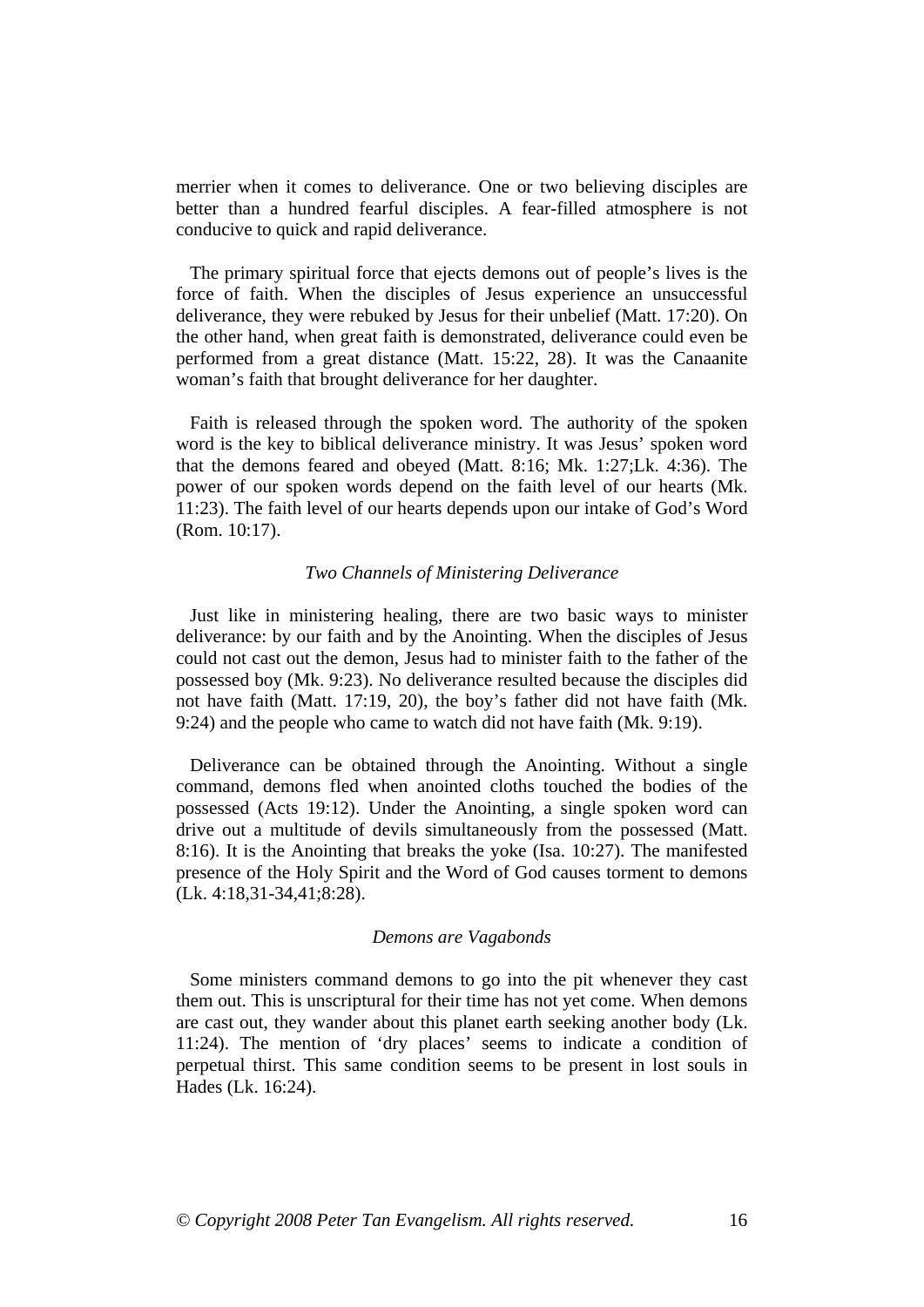merrier when it comes to deliverance. One or two believing disciples are better than a hundred fearful disciples. A fear-filled atmosphere is not conducive to quick and rapid deliverance.

The primary spiritual force that ejects demons out of people's lives is the force of faith. When the disciples of Jesus experience an unsuccessful deliverance, they were rebuked by Jesus for their unbelief (Matt. 17:20). On the other hand, when great faith is demonstrated, deliverance could even be performed from a great distance (Matt. 15:22, 28). It was the Canaanite woman's faith that brought deliverance for her daughter.

Faith is released through the spoken word. The authority of the spoken word is the key to biblical deliverance ministry. It was Jesus' spoken word that the demons feared and obeyed (Matt. 8:16; Mk. 1:27;Lk. 4:36). The power of our spoken words depend on the faith level of our hearts (Mk. 11:23). The faith level of our hearts depends upon our intake of God's Word (Rom. 10:17).

*Two Channels of Ministering Deliverance*

Just like in ministering healing, there are two basic ways to minister deliverance: by our faith and by the Anointing. When the disciples of Jesus could not cast out the demon, Jesus had to minister faith to the father of the possessed boy (Mk. 9:23). No deliverance resulted because the disciples did not have faith (Matt. 17:19, 20), the boy's father did not have faith (Mk. 9:24) and the people who came to watch did not have faith (Mk. 9:19).

Deliverance can be obtained through the Anointing. Without a single command, demons fled when anointed cloths touched the bodies of the possessed (Acts 19:12). Under the Anointing, a single spoken word can drive out a multitude of devils simultaneously from the possessed (Matt. 8:16). It is the Anointing that breaks the yoke (Isa. 10:27). The manifested presence of the Holy Spirit and the Word of God causes torment to demons (Lk. 4:18,31-34,41;8:28).

*Demons are Vagabonds*

Some ministers command demons to go into the pit whenever they cast them out. This is unscriptural for their time has not yet come. When demons are cast out, they wander about this planet earth seeking another body (Lk. 11:24). The mention of 'dry places' seems to indicate a condition of perpetual thirst. This same condition seems to be present in lost souls in Hades (Lk. 16:24).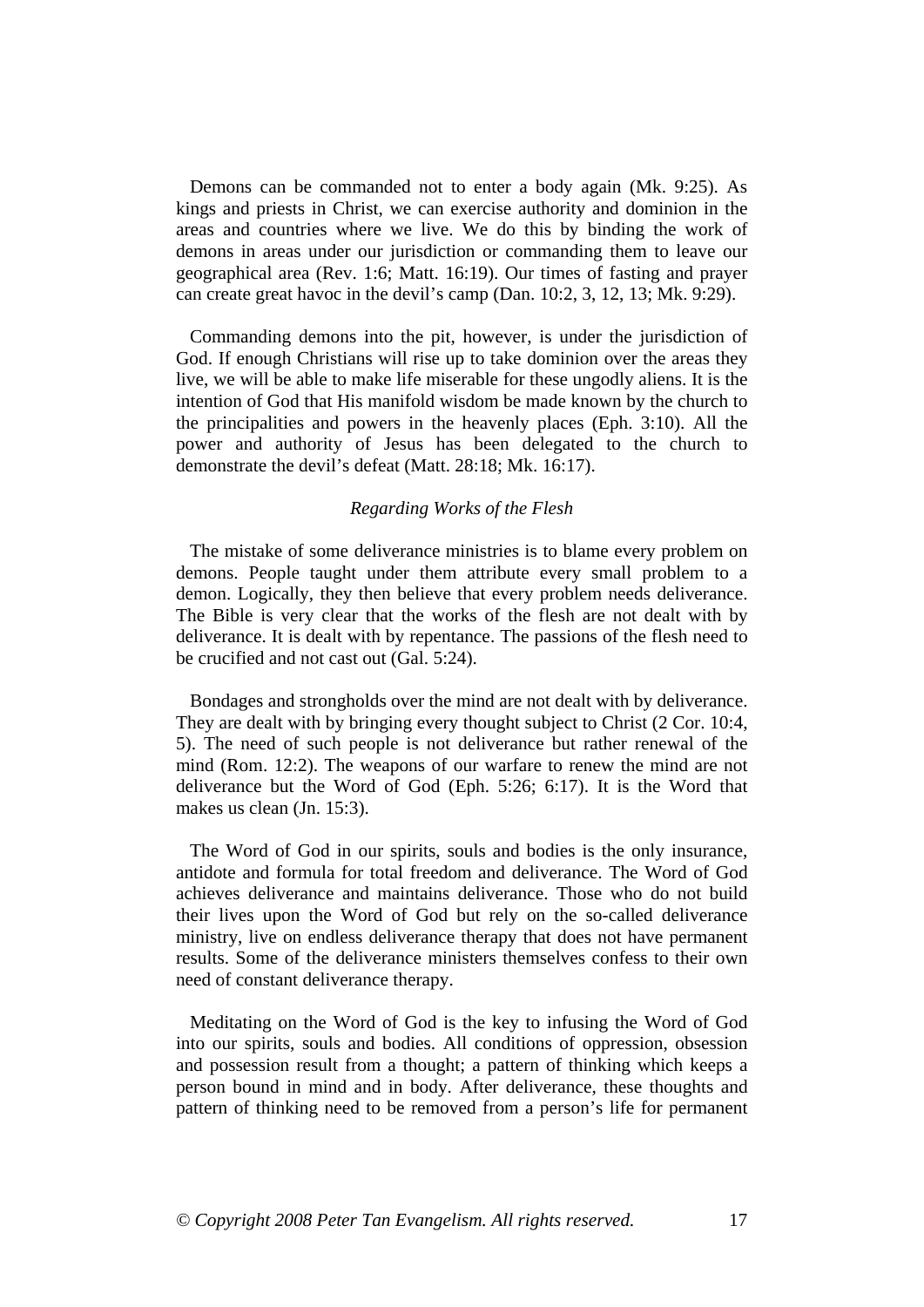Demons can be commanded not to enter a body again (Mk. 9:25). As kings and priests in Christ, we can exercise authority and dominion in the areas and countries where we live. We do this by binding the work of demons in areas under our jurisdiction or commanding them to leave our geographical area (Rev. 1:6; Matt. 16:19). Our times of fasting and prayer can create great havoc in the devil's camp (Dan. 10:2, 3, 12, 13; Mk. 9:29).

Commanding demons into the pit, however, is under the jurisdiction of God. If enough Christians will rise up to take dominion over the areas they live, we will be able to make life miserable for these ungodly aliens. It is the intention of God that His manifold wisdom be made known by the church to the principalities and powers in the heavenly places (Eph. 3:10). All the power and authority of Jesus has been delegated to the church to demonstrate the devil's defeat (Matt. 28:18; Mk. 16:17).

*Regarding Works of the Flesh*

The mistake of some deliverance ministries is to blame every problem on demons. People taught under them attribute every small problem to a demon. Logically, they then believe that every problem needs deliverance. The Bible is very clear that the works of the flesh are not dealt with by deliverance. It is dealt with by repentance. The passions of the flesh need to be crucified and not cast out (Gal. 5:24).

Bondages and strongholds over the mind are not dealt with by deliverance. They are dealt with by bringing every thought subject to Christ (2 Cor. 10:4, 5). The need of such people is not deliverance but rather renewal of the mind (Rom. 12:2). The weapons of our warfare to renew the mind are not deliverance but the Word of God (Eph. 5:26; 6:17). It is the Word that makes us clean (Jn. 15:3).

The Word of God in our spirits, souls and bodies is the only insurance, antidote and formula for total freedom and deliverance. The Word of God achieves deliverance and maintains deliverance. Those who do not build their lives upon the Word of God but rely on the so-called deliverance ministry, live on endless deliverance therapy that does not have permanent results. Some of the deliverance ministers themselves confess to their own need of constant deliverance therapy.

Meditating on the Word of God is the key to infusing the Word of God into our spirits, souls and bodies. All conditions of oppression, obsession and possession result from a thought; a pattern of thinking which keeps a person bound in mind and in body. After deliverance, these thoughts and pattern of thinking need to be removed from a person's life for permanent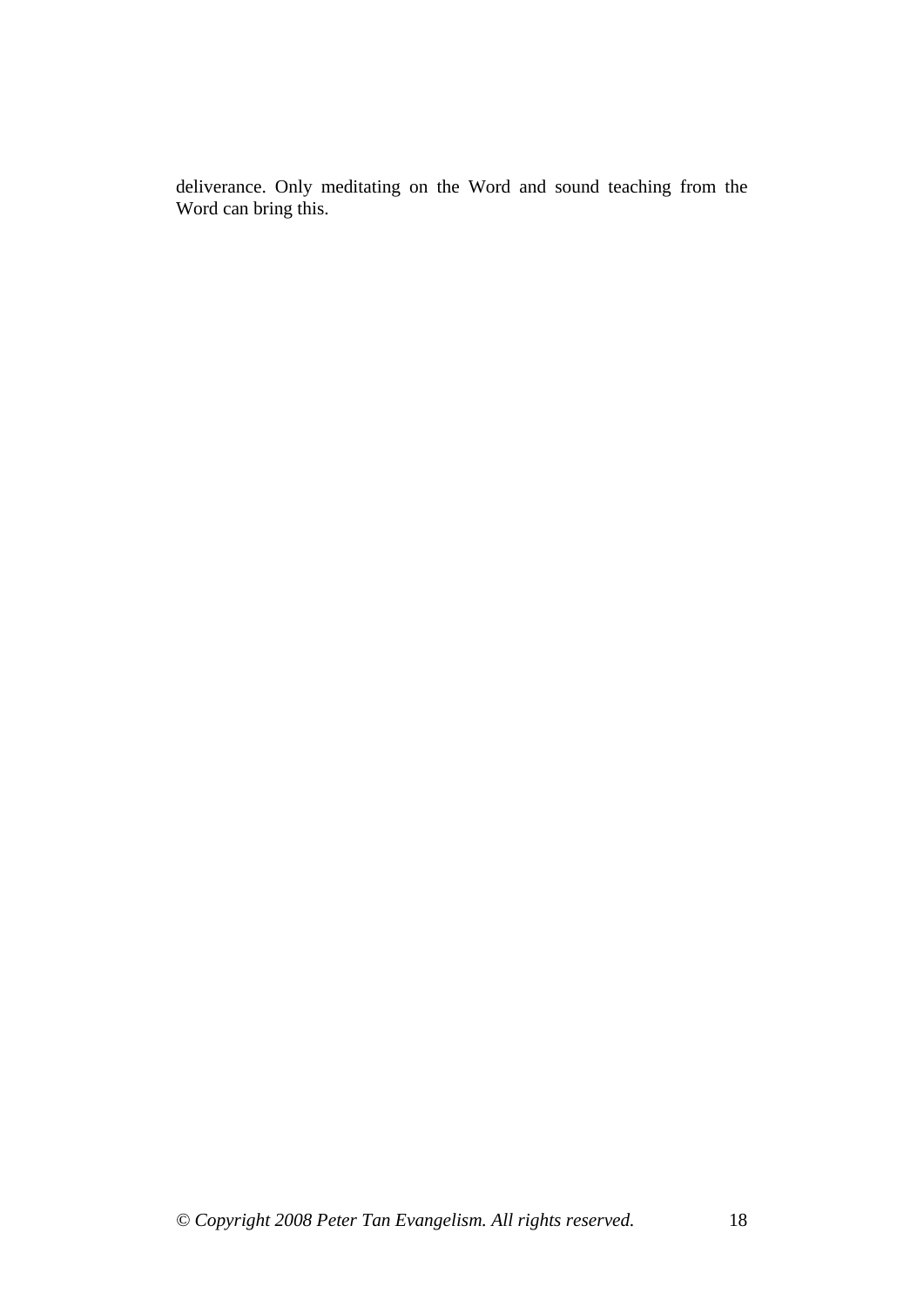deliverance. Only meditating on the Word and sound teaching from the Word can bring this.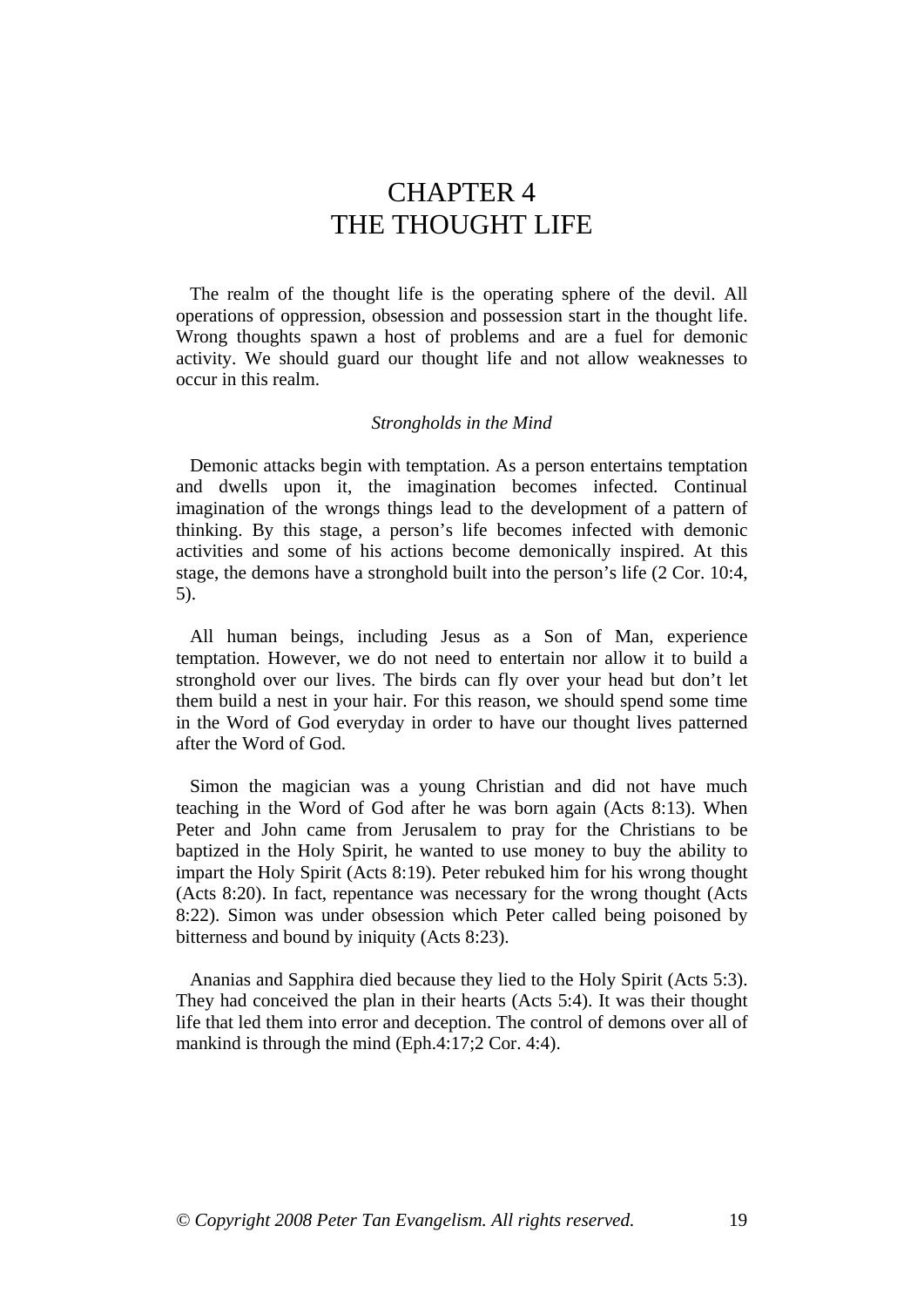# CHAPTER 4
# THE THOUGHT LIFE

The realm of the thought life is the operating sphere of the devil. All operations of oppression, obsession and possession start in the thought life. Wrong thoughts spawn a host of problems and are a fuel for demonic activity. We should guard our thought life and not allow weaknesses to occur in this realm.

### *Strongholds in the Mind*

Demonic attacks begin with temptation. As a person entertains temptation and dwells upon it, the imagination becomes infected. Continual imagination of the wrongs things lead to the development of a pattern of thinking. By this stage, a person's life becomes infected with demonic activities and some of his actions become demonically inspired. At this stage, the demons have a stronghold built into the person's life (2 Cor. 10:4, 5).

All human beings, including Jesus as a Son of Man, experience temptation. However, we do not need to entertain nor allow it to build a stronghold over our lives. The birds can fly over your head but don't let them build a nest in your hair. For this reason, we should spend some time in the Word of God everyday in order to have our thought lives patterned after the Word of God.

Simon the magician was a young Christian and did not have much teaching in the Word of God after he was born again (Acts 8:13). When Peter and John came from Jerusalem to pray for the Christians to be baptized in the Holy Spirit, he wanted to use money to buy the ability to impart the Holy Spirit (Acts 8:19). Peter rebuked him for his wrong thought (Acts 8:20). In fact, repentance was necessary for the wrong thought (Acts 8:22). Simon was under obsession which Peter called being poisoned by bitterness and bound by iniquity (Acts 8:23).

Ananias and Sapphira died because they lied to the Holy Spirit (Acts 5:3). They had conceived the plan in their hearts (Acts 5:4). It was their thought life that led them into error and deception. The control of demons over all of mankind is through the mind (Eph.4:17;2 Cor. 4:4).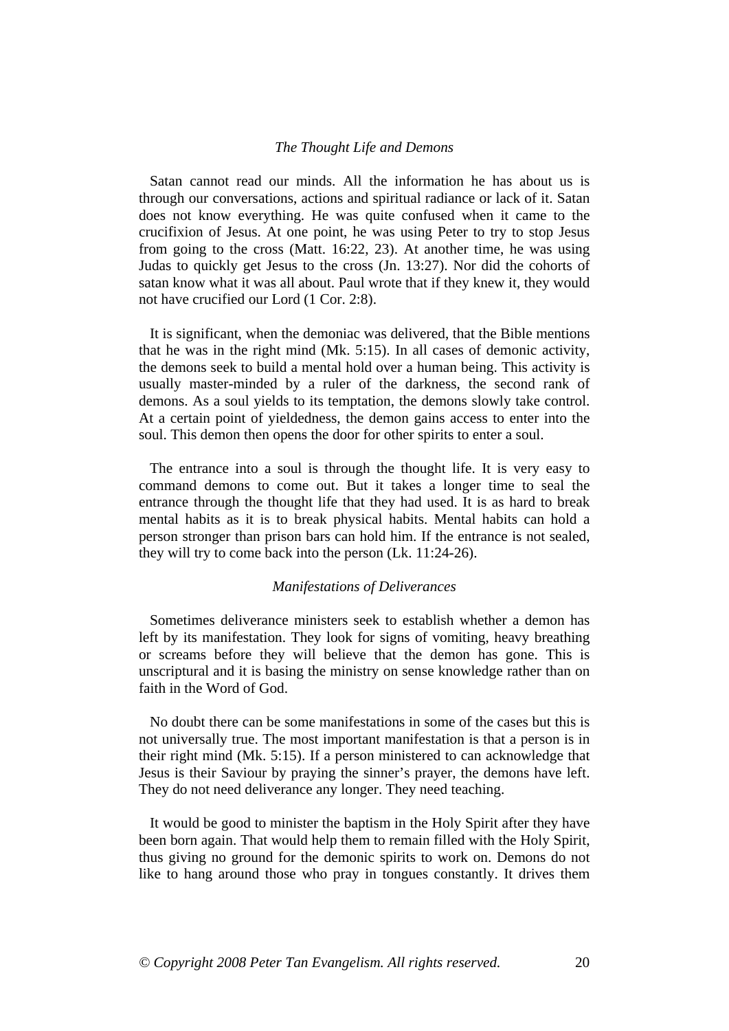*The Thought Life and Demons*

Satan cannot read our minds. All the information he has about us is through our conversations, actions and spiritual radiance or lack of it. Satan does not know everything. He was quite confused when it came to the crucifixion of Jesus. At one point, he was using Peter to try to stop Jesus from going to the cross (Matt. 16:22, 23). At another time, he was using Judas to quickly get Jesus to the cross (Jn. 13:27). Nor did the cohorts of satan know what it was all about. Paul wrote that if they knew it, they would not have crucified our Lord (1 Cor. 2:8).

It is significant, when the demoniac was delivered, that the Bible mentions that he was in the right mind (Mk. 5:15). In all cases of demonic activity, the demons seek to build a mental hold over a human being. This activity is usually master-minded by a ruler of the darkness, the second rank of demons. As a soul yields to its temptation, the demons slowly take control. At a certain point of yieldedness, the demon gains access to enter into the soul. This demon then opens the door for other spirits to enter a soul.

The entrance into a soul is through the thought life. It is very easy to command demons to come out. But it takes a longer time to seal the entrance through the thought life that they had used. It is as hard to break mental habits as it is to break physical habits. Mental habits can hold a person stronger than prison bars can hold him. If the entrance is not sealed, they will try to come back into the person (Lk. 11:24-26).

*Manifestations of Deliverances*

Sometimes deliverance ministers seek to establish whether a demon has left by its manifestation. They look for signs of vomiting, heavy breathing or screams before they will believe that the demon has gone. This is unscriptural and it is basing the ministry on sense knowledge rather than on faith in the Word of God.

No doubt there can be some manifestations in some of the cases but this is not universally true. The most important manifestation is that a person is in their right mind (Mk. 5:15). If a person ministered to can acknowledge that Jesus is their Saviour by praying the sinner's prayer, the demons have left. They do not need deliverance any longer. They need teaching.

It would be good to minister the baptism in the Holy Spirit after they have been born again. That would help them to remain filled with the Holy Spirit, thus giving no ground for the demonic spirits to work on. Demons do not like to hang around those who pray in tongues constantly. It drives them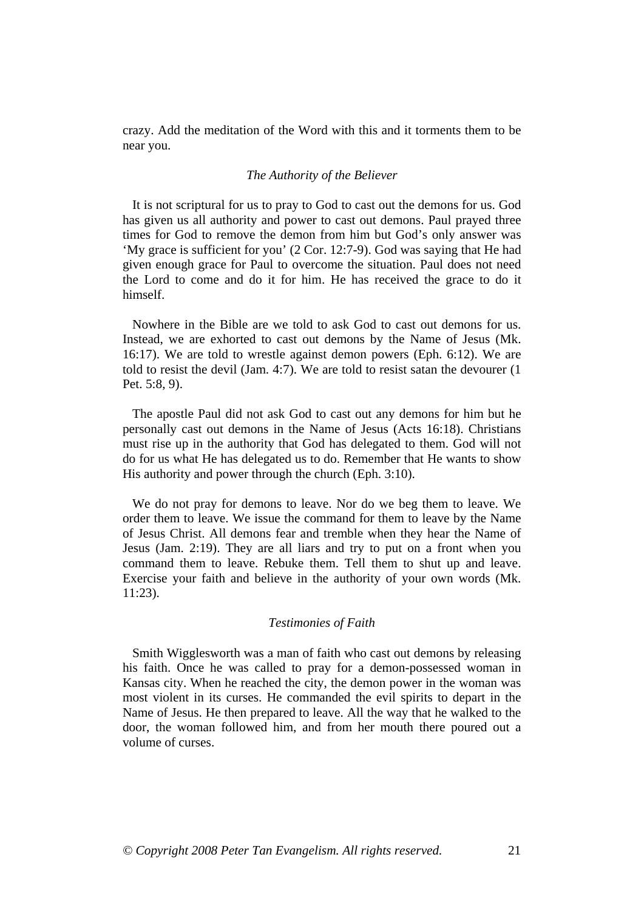crazy. Add the meditation of the Word with this and it torments them to be near you.

### *The Authority of the Believer*

It is not scriptural for us to pray to God to cast out the demons for us. God has given us all authority and power to cast out demons. Paul prayed three times for God to remove the demon from him but God's only answer was 'My grace is sufficient for you' (2 Cor. 12:7-9). God was saying that He had given enough grace for Paul to overcome the situation. Paul does not need the Lord to come and do it for him. He has received the grace to do it himself.

Nowhere in the Bible are we told to ask God to cast out demons for us. Instead, we are exhorted to cast out demons by the Name of Jesus (Mk. 16:17). We are told to wrestle against demon powers (Eph. 6:12). We are told to resist the devil (Jam. 4:7). We are told to resist satan the devourer (1 Pet. 5:8, 9).

The apostle Paul did not ask God to cast out any demons for him but he personally cast out demons in the Name of Jesus (Acts 16:18). Christians must rise up in the authority that God has delegated to them. God will not do for us what He has delegated us to do. Remember that He wants to show His authority and power through the church (Eph. 3:10).

We do not pray for demons to leave. Nor do we beg them to leave. We order them to leave. We issue the command for them to leave by the Name of Jesus Christ. All demons fear and tremble when they hear the Name of Jesus (Jam. 2:19). They are all liars and try to put on a front when you command them to leave. Rebuke them. Tell them to shut up and leave. Exercise your faith and believe in the authority of your own words (Mk. 11:23).

### *Testimonies of Faith*

Smith Wigglesworth was a man of faith who cast out demons by releasing his faith. Once he was called to pray for a demon-possessed woman in Kansas city. When he reached the city, the demon power in the woman was most violent in its curses. He commanded the evil spirits to depart in the Name of Jesus. He then prepared to leave. All the way that he walked to the door, the woman followed him, and from her mouth there poured out a volume of curses.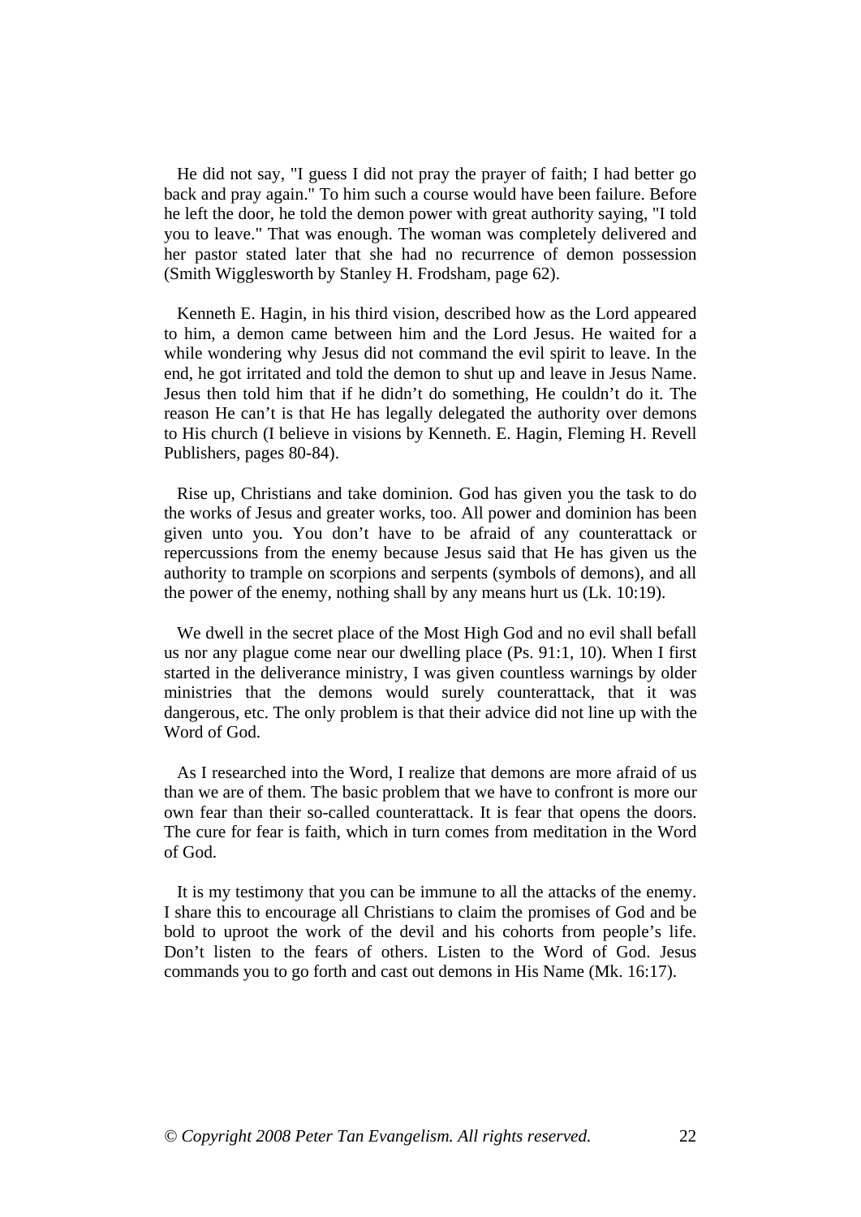He did not say, "I guess I did not pray the prayer of faith; I had better go back and pray again." To him such a course would have been failure. Before he left the door, he told the demon power with great authority saying, "I told you to leave." That was enough. The woman was completely delivered and her pastor stated later that she had no recurrence of demon possession (Smith Wigglesworth by Stanley H. Frodsham, page 62).

Kenneth E. Hagin, in his third vision, described how as the Lord appeared to him, a demon came between him and the Lord Jesus. He waited for a while wondering why Jesus did not command the evil spirit to leave. In the end, he got irritated and told the demon to shut up and leave in Jesus Name. Jesus then told him that if he didn't do something, He couldn't do it. The reason He can't is that He has legally delegated the authority over demons to His church (I believe in visions by Kenneth. E. Hagin, Fleming H. Revell Publishers, pages 80-84).

Rise up, Christians and take dominion. God has given you the task to do the works of Jesus and greater works, too. All power and dominion has been given unto you. You don't have to be afraid of any counterattack or repercussions from the enemy because Jesus said that He has given us the authority to trample on scorpions and serpents (symbols of demons), and all the power of the enemy, nothing shall by any means hurt us (Lk. 10:19).

We dwell in the secret place of the Most High God and no evil shall befall us nor any plague come near our dwelling place (Ps. 91:1, 10). When I first started in the deliverance ministry, I was given countless warnings by older ministries that the demons would surely counterattack, that it was dangerous, etc. The only problem is that their advice did not line up with the Word of God.

As I researched into the Word, I realize that demons are more afraid of us than we are of them. The basic problem that we have to confront is more our own fear than their so-called counterattack. It is fear that opens the doors. The cure for fear is faith, which in turn comes from meditation in the Word of God.

It is my testimony that you can be immune to all the attacks of the enemy. I share this to encourage all Christians to claim the promises of God and be bold to uproot the work of the devil and his cohorts from people's life. Don't listen to the fears of others. Listen to the Word of God. Jesus commands you to go forth and cast out demons in His Name (Mk. 16:17).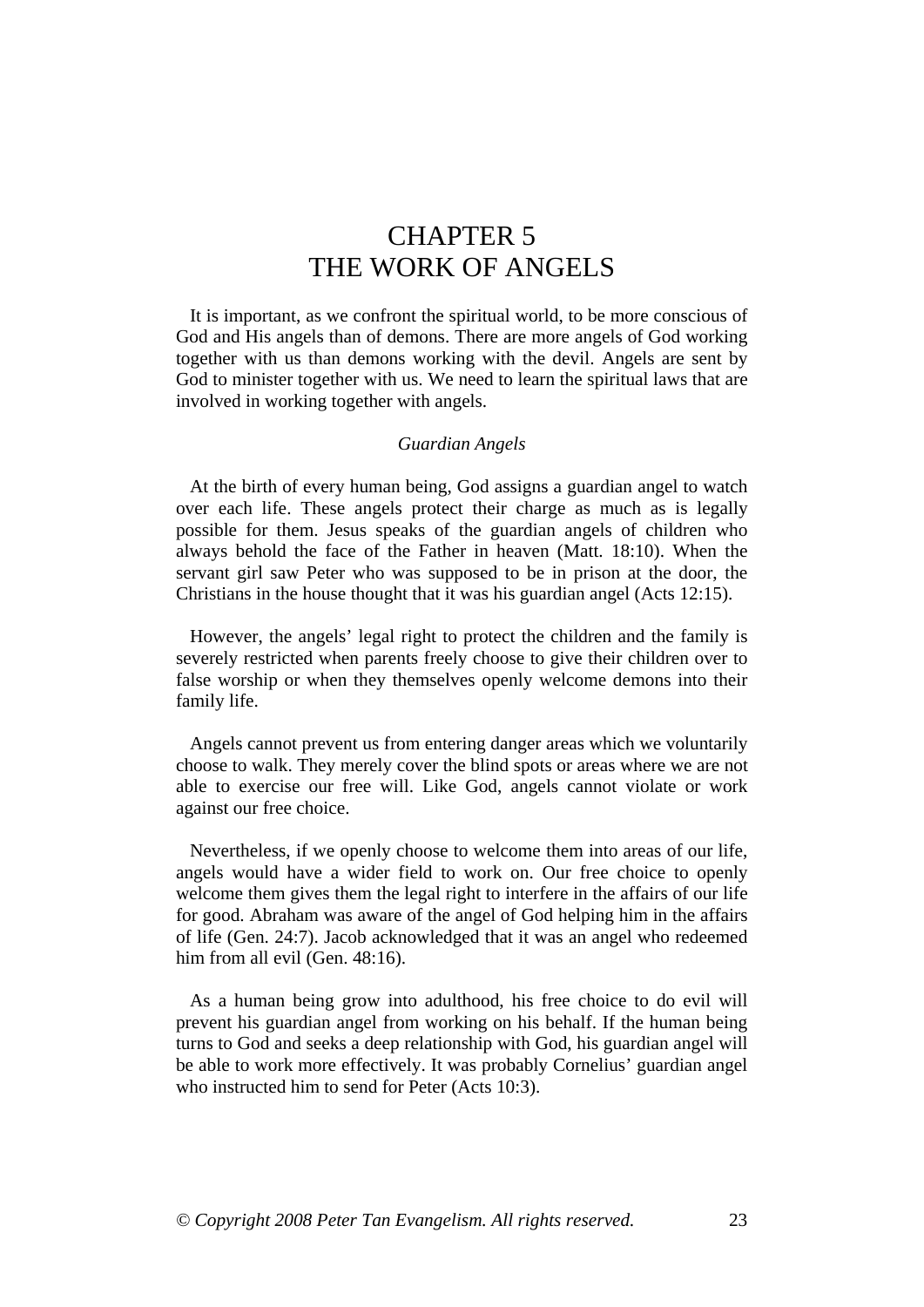# CHAPTER 5
# THE WORK OF ANGELS

It is important, as we confront the spiritual world, to be more conscious of God and His angels than of demons. There are more angels of God working together with us than demons working with the devil. Angels are sent by God to minister together with us. We need to learn the spiritual laws that are involved in working together with angels.

### *Guardian Angels*

At the birth of every human being, God assigns a guardian angel to watch over each life. These angels protect their charge as much as is legally possible for them. Jesus speaks of the guardian angels of children who always behold the face of the Father in heaven (Matt. 18:10). When the servant girl saw Peter who was supposed to be in prison at the door, the Christians in the house thought that it was his guardian angel (Acts 12:15).

However, the angels' legal right to protect the children and the family is severely restricted when parents freely choose to give their children over to false worship or when they themselves openly welcome demons into their family life.

Angels cannot prevent us from entering danger areas which we voluntarily choose to walk. They merely cover the blind spots or areas where we are not able to exercise our free will. Like God, angels cannot violate or work against our free choice.

Nevertheless, if we openly choose to welcome them into areas of our life, angels would have a wider field to work on. Our free choice to openly welcome them gives them the legal right to interfere in the affairs of our life for good. Abraham was aware of the angel of God helping him in the affairs of life (Gen. 24:7). Jacob acknowledged that it was an angel who redeemed him from all evil (Gen. 48:16).

As a human being grow into adulthood, his free choice to do evil will prevent his guardian angel from working on his behalf. If the human being turns to God and seeks a deep relationship with God, his guardian angel will be able to work more effectively. It was probably Cornelius' guardian angel who instructed him to send for Peter (Acts 10:3).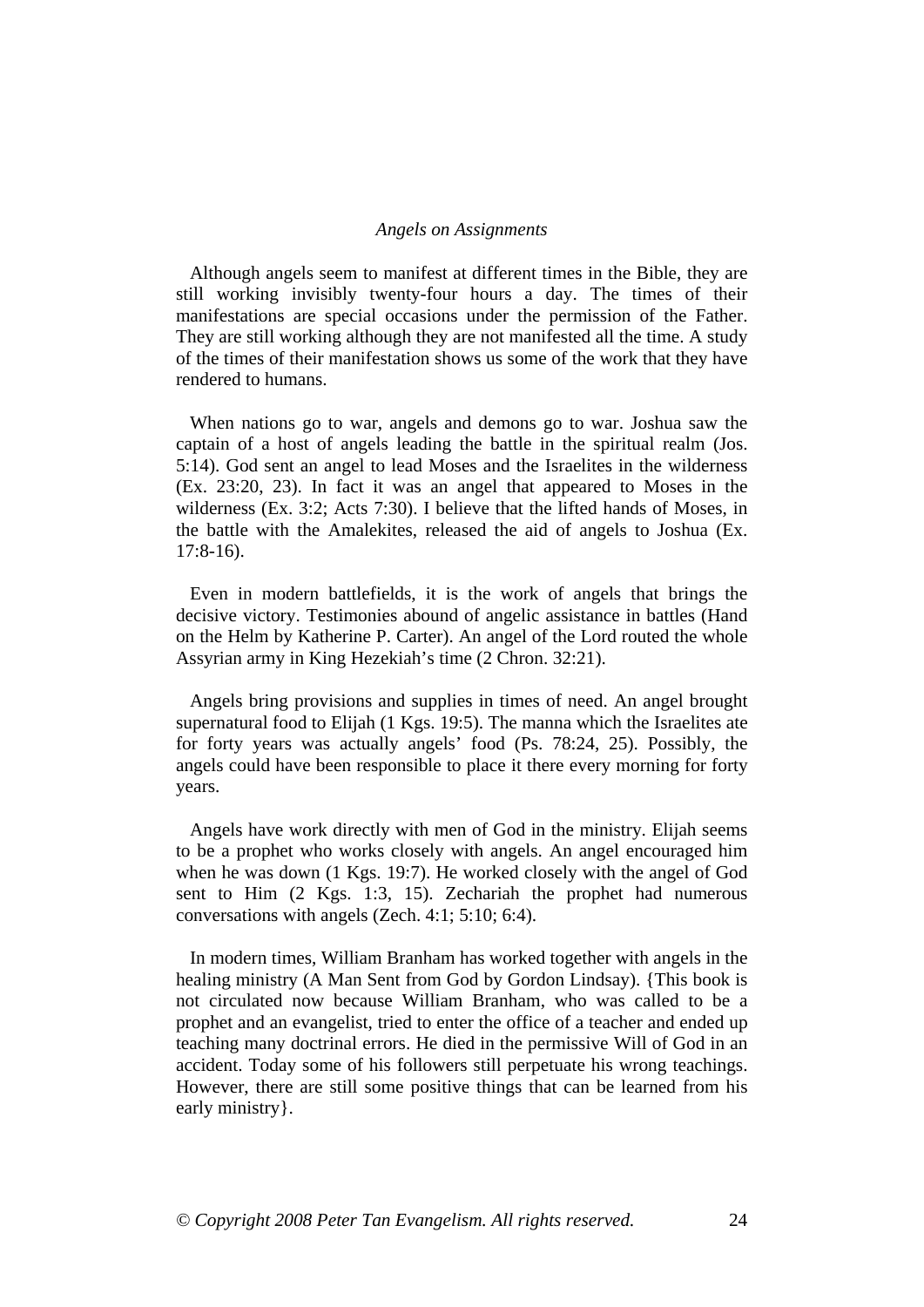*Angels on Assignments*

Although angels seem to manifest at different times in the Bible, they are still working invisibly twenty-four hours a day. The times of their manifestations are special occasions under the permission of the Father. They are still working although they are not manifested all the time. A study of the times of their manifestation shows us some of the work that they have rendered to humans.

When nations go to war, angels and demons go to war. Joshua saw the captain of a host of angels leading the battle in the spiritual realm (Jos. 5:14). God sent an angel to lead Moses and the Israelites in the wilderness (Ex. 23:20, 23). In fact it was an angel that appeared to Moses in the wilderness (Ex. 3:2; Acts 7:30). I believe that the lifted hands of Moses, in the battle with the Amalekites, released the aid of angels to Joshua (Ex. 17:8-16).

Even in modern battlefields, it is the work of angels that brings the decisive victory. Testimonies abound of angelic assistance in battles (Hand on the Helm by Katherine P. Carter). An angel of the Lord routed the whole Assyrian army in King Hezekiah's time (2 Chron. 32:21).

Angels bring provisions and supplies in times of need. An angel brought supernatural food to Elijah (1 Kgs. 19:5). The manna which the Israelites ate for forty years was actually angels' food (Ps. 78:24, 25). Possibly, the angels could have been responsible to place it there every morning for forty years.

Angels have work directly with men of God in the ministry. Elijah seems to be a prophet who works closely with angels. An angel encouraged him when he was down (1 Kgs. 19:7). He worked closely with the angel of God sent to Him (2 Kgs. 1:3, 15). Zechariah the prophet had numerous conversations with angels (Zech. 4:1; 5:10; 6:4).

In modern times, William Branham has worked together with angels in the healing ministry (A Man Sent from God by Gordon Lindsay). {This book is not circulated now because William Branham, who was called to be a prophet and an evangelist, tried to enter the office of a teacher and ended up teaching many doctrinal errors. He died in the permissive Will of God in an accident. Today some of his followers still perpetuate his wrong teachings. However, there are still some positive things that can be learned from his early ministry}.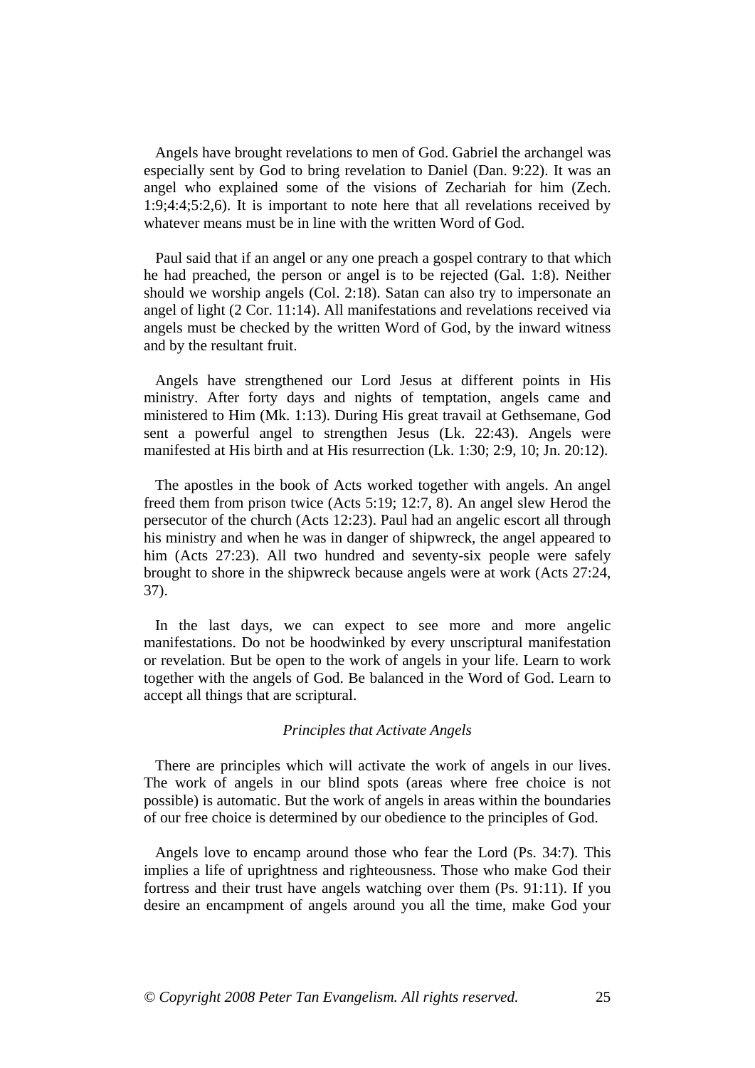Angels have brought revelations to men of God. Gabriel the archangel was especially sent by God to bring revelation to Daniel (Dan. 9:22). It was an angel who explained some of the visions of Zechariah for him (Zech. 1:9;4:4;5:2,6). It is important to note here that all revelations received by whatever means must be in line with the written Word of God.

Paul said that if an angel or any one preach a gospel contrary to that which he had preached, the person or angel is to be rejected (Gal. 1:8). Neither should we worship angels (Col. 2:18). Satan can also try to impersonate an angel of light (2 Cor. 11:14). All manifestations and revelations received via angels must be checked by the written Word of God, by the inward witness and by the resultant fruit.

Angels have strengthened our Lord Jesus at different points in His ministry. After forty days and nights of temptation, angels came and ministered to Him (Mk. 1:13). During His great travail at Gethsemane, God sent a powerful angel to strengthen Jesus (Lk. 22:43). Angels were manifested at His birth and at His resurrection (Lk. 1:30; 2:9, 10; Jn. 20:12).

The apostles in the book of Acts worked together with angels. An angel freed them from prison twice (Acts 5:19; 12:7, 8). An angel slew Herod the persecutor of the church (Acts 12:23). Paul had an angelic escort all through his ministry and when he was in danger of shipwreck, the angel appeared to him (Acts 27:23). All two hundred and seventy-six people were safely brought to shore in the shipwreck because angels were at work (Acts 27:24, 37).

In the last days, we can expect to see more and more angelic manifestations. Do not be hoodwinked by every unscriptural manifestation or revelation. But be open to the work of angels in your life. Learn to work together with the angels of God. Be balanced in the Word of God. Learn to accept all things that are scriptural.

### *Principles that Activate Angels*

There are principles which will activate the work of angels in our lives. The work of angels in our blind spots (areas where free choice is not possible) is automatic. But the work of angels in areas within the boundaries of our free choice is determined by our obedience to the principles of God.

Angels love to encamp around those who fear the Lord (Ps. 34:7). This implies a life of uprightness and righteousness. Those who make God their fortress and their trust have angels watching over them (Ps. 91:11). If you desire an encampment of angels around you all the time, make God your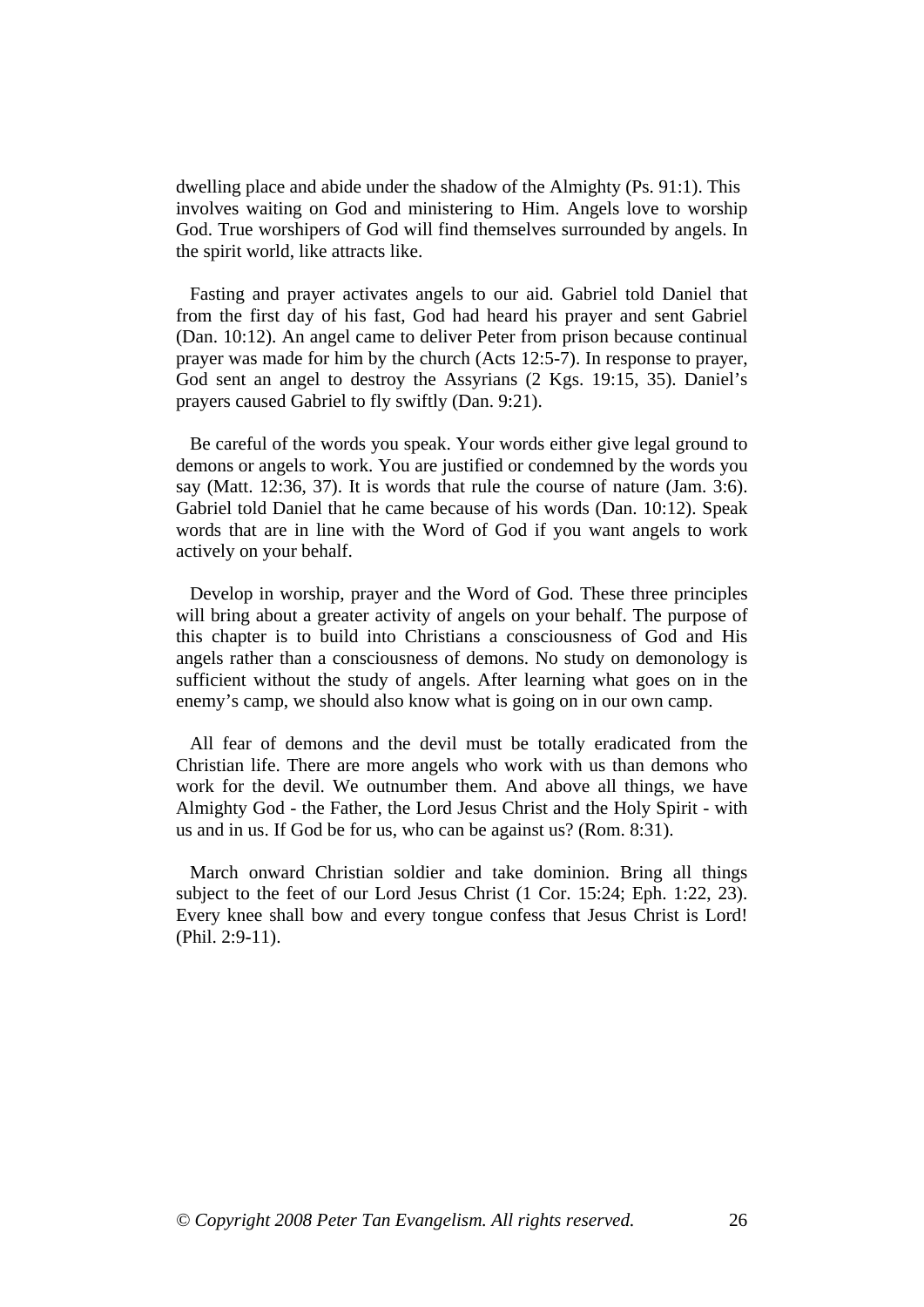dwelling place and abide under the shadow of the Almighty (Ps. 91:1). This involves waiting on God and ministering to Him. Angels love to worship God. True worshipers of God will find themselves surrounded by angels. In the spirit world, like attracts like.

Fasting and prayer activates angels to our aid. Gabriel told Daniel that from the first day of his fast, God had heard his prayer and sent Gabriel (Dan. 10:12). An angel came to deliver Peter from prison because continual prayer was made for him by the church (Acts 12:5-7). In response to prayer, God sent an angel to destroy the Assyrians (2 Kgs. 19:15, 35). Daniel's prayers caused Gabriel to fly swiftly (Dan. 9:21).

Be careful of the words you speak. Your words either give legal ground to demons or angels to work. You are justified or condemned by the words you say (Matt. 12:36, 37). It is words that rule the course of nature (Jam. 3:6). Gabriel told Daniel that he came because of his words (Dan. 10:12). Speak words that are in line with the Word of God if you want angels to work actively on your behalf.

Develop in worship, prayer and the Word of God. These three principles will bring about a greater activity of angels on your behalf. The purpose of this chapter is to build into Christians a consciousness of God and His angels rather than a consciousness of demons. No study on demonology is sufficient without the study of angels. After learning what goes on in the enemy's camp, we should also know what is going on in our own camp.

All fear of demons and the devil must be totally eradicated from the Christian life. There are more angels who work with us than demons who work for the devil. We outnumber them. And above all things, we have Almighty God - the Father, the Lord Jesus Christ and the Holy Spirit - with us and in us. If God be for us, who can be against us? (Rom. 8:31).

March onward Christian soldier and take dominion. Bring all things subject to the feet of our Lord Jesus Christ (1 Cor. 15:24; Eph. 1:22, 23). Every knee shall bow and every tongue confess that Jesus Christ is Lord! (Phil. 2:9-11).

*© Copyright 2008 Peter Tan Evangelism. All rights reserved.*